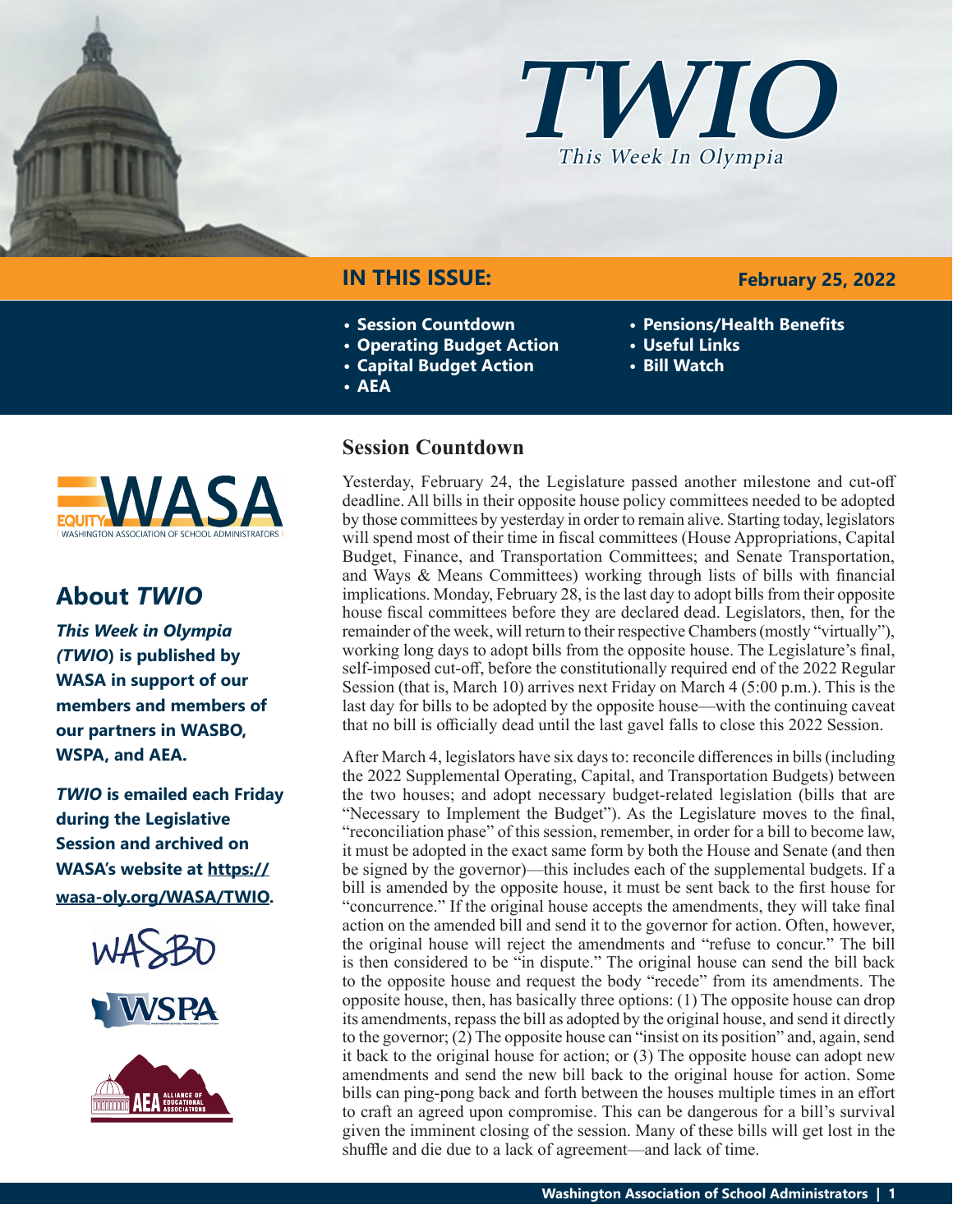# TWIO

*This Week In Olympia*

## IN THIS ISSUE:

**February 25, 2022**

- **Session Countdown**
- **Operating Budget Action**
- **Capital Budget Action**
- **AEA**
- **Pensions/Health Benefits**
- **Useful Links**
- **Bill Watch**

## About *TWIO*

***This Week in Olympia (TWIO*) is published by WASA in support of our members and members of our partners in WASBO, WSPA, and AEA.**

***TWIO* is emailed each Friday during the Legislative Session and archived on WASA's website at https://wasa-oly.org/WASA/TWIO.**

## Session Countdown

Yesterday, February 24, the Legislature passed another milestone and cut-off deadline. All bills in their opposite house policy committees needed to be adopted by those committees by yesterday in order to remain alive. Starting today, legislators will spend most of their time in fiscal committees (House Appropriations, Capital Budget, Finance, and Transportation Committees; and Senate Transportation, and Ways & Means Committees) working through lists of bills with financial implications. Monday, February 28, is the last day to adopt bills from their opposite house fiscal committees before they are declared dead. Legislators, then, for the remainder of the week, will return to their respective Chambers (mostly "virtually"), working long days to adopt bills from the opposite house. The Legislature's final, self-imposed cut-off, before the constitutionally required end of the 2022 Regular Session (that is, March 10) arrives next Friday on March 4 (5:00 p.m.). This is the last day for bills to be adopted by the opposite house—with the continuing caveat that no bill is officially dead until the last gavel falls to close this 2022 Session.

After March 4, legislators have six days to: reconcile differences in bills (including the 2022 Supplemental Operating, Capital, and Transportation Budgets) between the two houses; and adopt necessary budget-related legislation (bills that are "Necessary to Implement the Budget"). As the Legislature moves to the final, "reconciliation phase" of this session, remember, in order for a bill to become law, it must be adopted in the exact same form by both the House and Senate (and then be signed by the governor)—this includes each of the supplemental budgets. If a bill is amended by the opposite house, it must be sent back to the first house for "concurrence." If the original house accepts the amendments, they will take final action on the amended bill and send it to the governor for action. Often, however, the original house will reject the amendments and "refuse to concur." The bill is then considered to be "in dispute." The original house can send the bill back to the opposite house and request the body "recede" from its amendments. The opposite house, then, has basically three options: (1) The opposite house can drop its amendments, repass the bill as adopted by the original house, and send it directly to the governor; (2) The opposite house can "insist on its position" and, again, send it back to the original house for action; or (3) The opposite house can adopt new amendments and send the new bill back to the original house for action. Some bills can ping-pong back and forth between the houses multiple times in an effort to craft an agreed upon compromise. This can be dangerous for a bill's survival given the imminent closing of the session. Many of these bills will get lost in the shuffle and die due to a lack of agreement—and lack of time.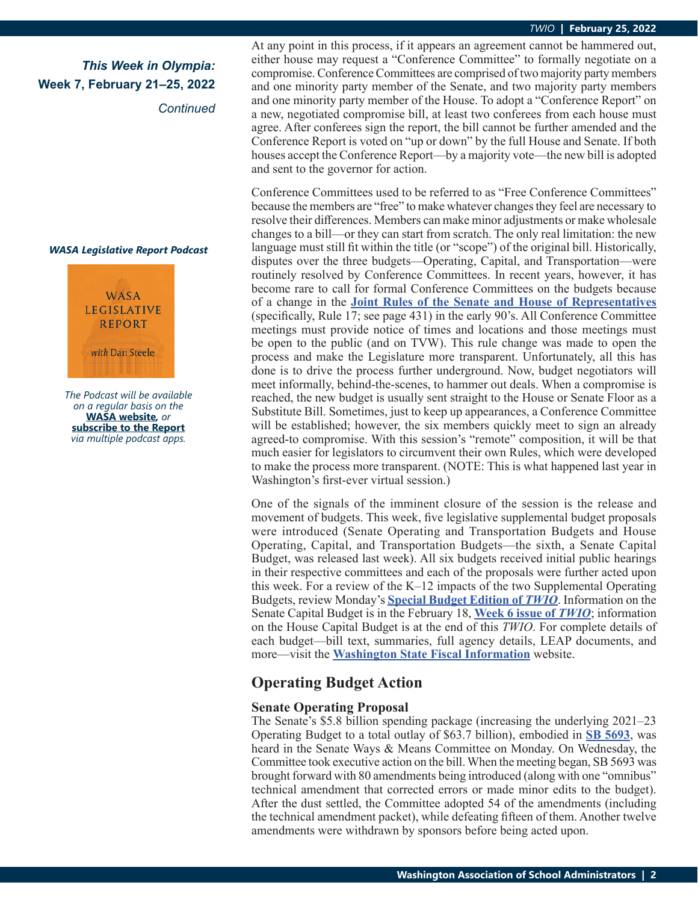*This Week in Olympia:*
**Week 7, February 21–25, 2022**
*Continued*

At any point in this process, if it appears an agreement cannot be hammered out, either house may request a "Conference Committee" to formally negotiate on a compromise. Conference Committees are comprised of two majority party members and one minority party member of the Senate, and two majority party members and one minority party member of the House. To adopt a "Conference Report" on a new, negotiated compromise bill, at least two conferees from each house must agree. After conferees sign the report, the bill cannot be further amended and the Conference Report is voted on "up or down" by the full House and Senate. If both houses accept the Conference Report—by a majority vote—the new bill is adopted and sent to the governor for action.

Conference Committees used to be referred to as "Free Conference Committees" because the members are "free" to make whatever changes they feel are necessary to resolve their differences. Members can make minor adjustments or make wholesale changes to a bill—or they can start from scratch. The only real limitation: the new language must still fit within the title (or "scope") of the original bill. Historically, disputes over the three budgets—Operating, Capital, and Transportation—were routinely resolved by Conference Committees. In recent years, however, it has become rare to call for formal Conference Committees on the budgets because of a change in the **Joint Rules of the Senate and House of Representatives** (specifically, Rule 17; see page 431) in the early 90's. All Conference Committee meetings must provide notice of times and locations and those meetings must be open to the public (and on TVW). This rule change was made to open the process and make the Legislature more transparent. Unfortunately, all this has done is to drive the process further underground. Now, budget negotiators will meet informally, behind-the-scenes, to hammer out deals. When a compromise is reached, the new budget is usually sent straight to the House or Senate Floor as a Substitute Bill. Sometimes, just to keep up appearances, a Conference Committee will be established; however, the six members quickly meet to sign an already agreed-to compromise. With this session's "remote" composition, it will be that much easier for legislators to circumvent their own Rules, which were developed to make the process more transparent. (NOTE: This is what happened last year in Washington's first-ever virtual session.)

***WASA Legislative Report Podcast***

*The Podcast will be available on a regular basis on the* **WASA website**, *or* **subscribe to the Report** *via multiple podcast apps.*

One of the signals of the imminent closure of the session is the release and movement of budgets. This week, five legislative supplemental budget proposals were introduced (Senate Operating and Transportation Budgets and House Operating, Capital, and Transportation Budgets—the sixth, a Senate Capital Budget, was released last week). All six budgets received initial public hearings in their respective committees and each of the proposals were further acted upon this week. For a review of the K–12 impacts of the two Supplemental Operating Budgets, review Monday's **Special Budget Edition of *TWIO***. Information on the Senate Capital Budget is in the February 18, **Week 6 issue of *TWIO***; information on the House Capital Budget is at the end of this *TWIO*. For complete details of each budget—bill text, summaries, full agency details, LEAP documents, and more—visit the **Washington State Fiscal Information** website.

## Operating Budget Action

### Senate Operating Proposal

The Senate's $5.8 billion spending package (increasing the underlying 2021–23 Operating Budget to a total outlay of $63.7 billion), embodied in **SB 5693**, was heard in the Senate Ways & Means Committee on Monday. On Wednesday, the Committee took executive action on the bill. When the meeting began, SB 5693 was brought forward with 80 amendments being introduced (along with one "omnibus" technical amendment that corrected errors or made minor edits to the budget). After the dust settled, the Committee adopted 54 of the amendments (including the technical amendment packet), while defeating fifteen of them. Another twelve amendments were withdrawn by sponsors before being acted upon.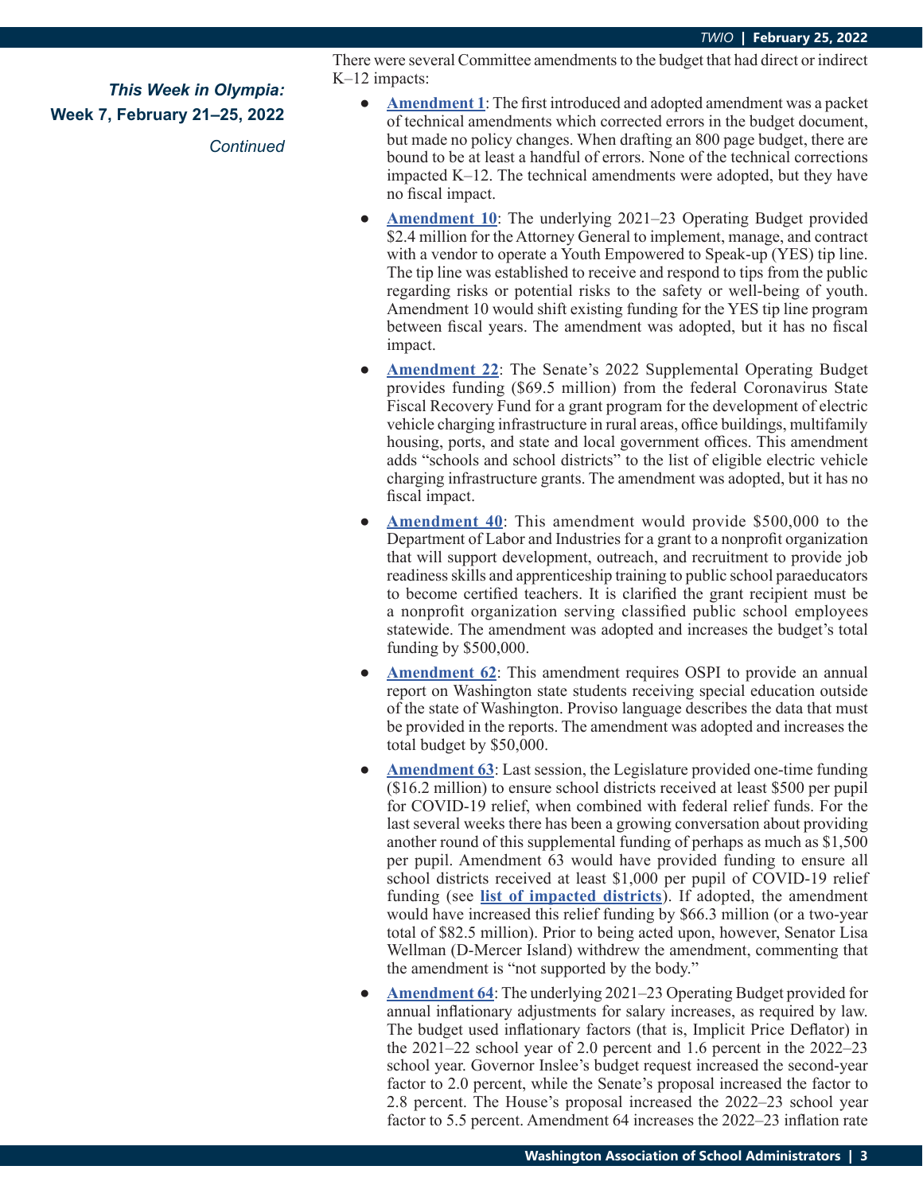*This Week in Olympia:*
**Week 7, February 21–25, 2022**

*Continued*

There were several Committee amendments to the budget that had direct or indirect K–12 impacts:

- **Amendment 1**: The first introduced and adopted amendment was a packet of technical amendments which corrected errors in the budget document, but made no policy changes. When drafting an 800 page budget, there are bound to be at least a handful of errors. None of the technical corrections impacted K–12. The technical amendments were adopted, but they have no fiscal impact.
- **Amendment 10**: The underlying 2021–23 Operating Budget provided $2.4 million for the Attorney General to implement, manage, and contract with a vendor to operate a Youth Empowered to Speak-up (YES) tip line. The tip line was established to receive and respond to tips from the public regarding risks or potential risks to the safety or well-being of youth. Amendment 10 would shift existing funding for the YES tip line program between fiscal years. The amendment was adopted, but it has no fiscal impact.
- **Amendment 22**: The Senate's 2022 Supplemental Operating Budget provides funding ($69.5 million) from the federal Coronavirus State Fiscal Recovery Fund for a grant program for the development of electric vehicle charging infrastructure in rural areas, office buildings, multifamily housing, ports, and state and local government offices. This amendment adds "schools and school districts" to the list of eligible electric vehicle charging infrastructure grants. The amendment was adopted, but it has no fiscal impact.
- **Amendment 40**: This amendment would provide $500,000 to the Department of Labor and Industries for a grant to a nonprofit organization that will support development, outreach, and recruitment to provide job readiness skills and apprenticeship training to public school paraeducators to become certified teachers. It is clarified the grant recipient must be a nonprofit organization serving classified public school employees statewide. The amendment was adopted and increases the budget's total funding by $500,000.
- **Amendment 62**: This amendment requires OSPI to provide an annual report on Washington state students receiving special education outside of the state of Washington. Proviso language describes the data that must be provided in the reports. The amendment was adopted and increases the total budget by $50,000.
- **Amendment 63**: Last session, the Legislature provided one-time funding ($16.2 million) to ensure school districts received at least $500 per pupil for COVID-19 relief, when combined with federal relief funds. For the last several weeks there has been a growing conversation about providing another round of this supplemental funding of perhaps as much as $1,500 per pupil. Amendment 63 would have provided funding to ensure all school districts received at least $1,000 per pupil of COVID-19 relief funding (see **list of impacted districts**). If adopted, the amendment would have increased this relief funding by $66.3 million (or a two-year total of $82.5 million). Prior to being acted upon, however, Senator Lisa Wellman (D-Mercer Island) withdrew the amendment, commenting that the amendment is "not supported by the body."
- **Amendment 64**: The underlying 2021–23 Operating Budget provided for annual inflationary adjustments for salary increases, as required by law. The budget used inflationary factors (that is, Implicit Price Deflator) in the 2021–22 school year of 2.0 percent and 1.6 percent in the 2022–23 school year. Governor Inslee's budget request increased the second-year factor to 2.0 percent, while the Senate's proposal increased the factor to 2.8 percent. The House's proposal increased the 2022–23 school year factor to 5.5 percent. Amendment 64 increases the 2022–23 inflation rate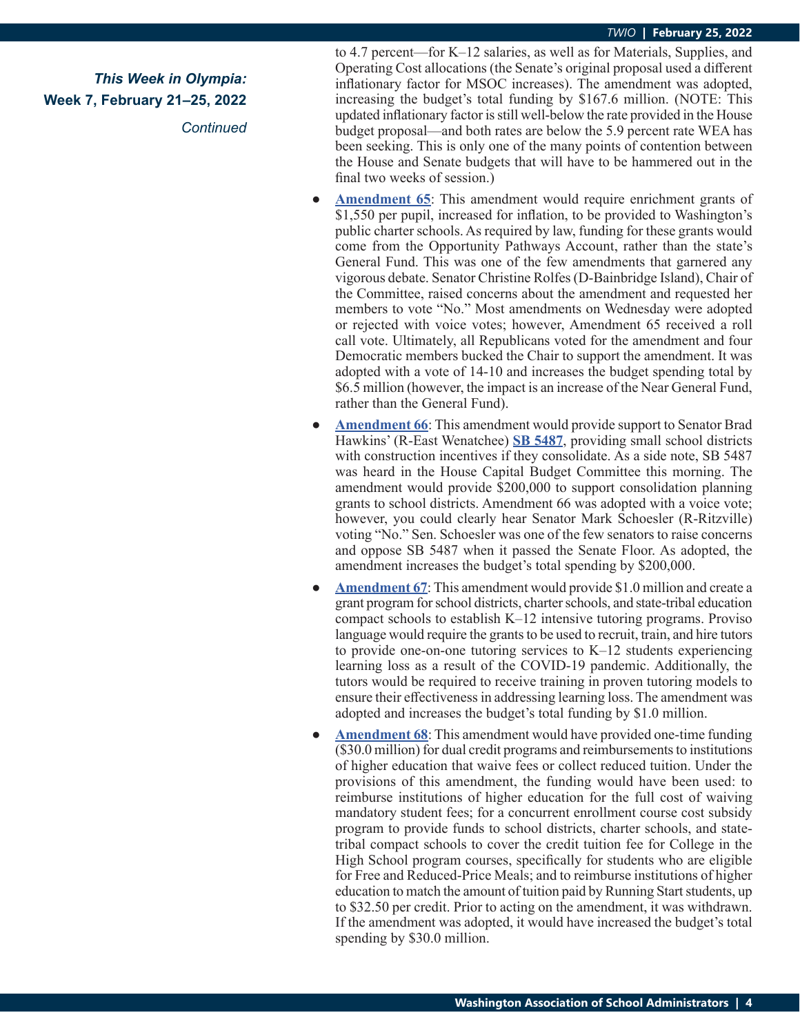*This Week in Olympia:*
**Week 7, February 21–25, 2022**
*Continued*

to 4.7 percent—for K–12 salaries, as well as for Materials, Supplies, and Operating Cost allocations (the Senate's original proposal used a different inflationary factor for MSOC increases). The amendment was adopted, increasing the budget's total funding by $167.6 million. (NOTE: This updated inflationary factor is still well-below the rate provided in the House budget proposal—and both rates are below the 5.9 percent rate WEA has been seeking. This is only one of the many points of contention between the House and Senate budgets that will have to be hammered out in the final two weeks of session.)

- **Amendment 65**: This amendment would require enrichment grants of $1,550 per pupil, increased for inflation, to be provided to Washington's public charter schools. As required by law, funding for these grants would come from the Opportunity Pathways Account, rather than the state's General Fund. This was one of the few amendments that garnered any vigorous debate. Senator Christine Rolfes (D-Bainbridge Island), Chair of the Committee, raised concerns about the amendment and requested her members to vote "No." Most amendments on Wednesday were adopted or rejected with voice votes; however, Amendment 65 received a roll call vote. Ultimately, all Republicans voted for the amendment and four Democratic members bucked the Chair to support the amendment. It was adopted with a vote of 14-10 and increases the budget spending total by $6.5 million (however, the impact is an increase of the Near General Fund, rather than the General Fund).
- **Amendment 66**: This amendment would provide support to Senator Brad Hawkins' (R-East Wenatchee) **SB 5487**, providing small school districts with construction incentives if they consolidate. As a side note, SB 5487 was heard in the House Capital Budget Committee this morning. The amendment would provide $200,000 to support consolidation planning grants to school districts. Amendment 66 was adopted with a voice vote; however, you could clearly hear Senator Mark Schoesler (R-Ritzville) voting "No." Sen. Schoesler was one of the few senators to raise concerns and oppose SB 5487 when it passed the Senate Floor. As adopted, the amendment increases the budget's total spending by $200,000.
- **Amendment 67**: This amendment would provide $1.0 million and create a grant program for school districts, charter schools, and state-tribal education compact schools to establish K–12 intensive tutoring programs. Proviso language would require the grants to be used to recruit, train, and hire tutors to provide one-on-one tutoring services to K–12 students experiencing learning loss as a result of the COVID-19 pandemic. Additionally, the tutors would be required to receive training in proven tutoring models to ensure their effectiveness in addressing learning loss. The amendment was adopted and increases the budget's total funding by $1.0 million.
- **Amendment 68**: This amendment would have provided one-time funding ($30.0 million) for dual credit programs and reimbursements to institutions of higher education that waive fees or collect reduced tuition. Under the provisions of this amendment, the funding would have been used: to reimburse institutions of higher education for the full cost of waiving mandatory student fees; for a concurrent enrollment course cost subsidy program to provide funds to school districts, charter schools, and state-tribal compact schools to cover the credit tuition fee for College in the High School program courses, specifically for students who are eligible for Free and Reduced-Price Meals; and to reimburse institutions of higher education to match the amount of tuition paid by Running Start students, up to $32.50 per credit. Prior to acting on the amendment, it was withdrawn. If the amendment was adopted, it would have increased the budget's total spending by $30.0 million.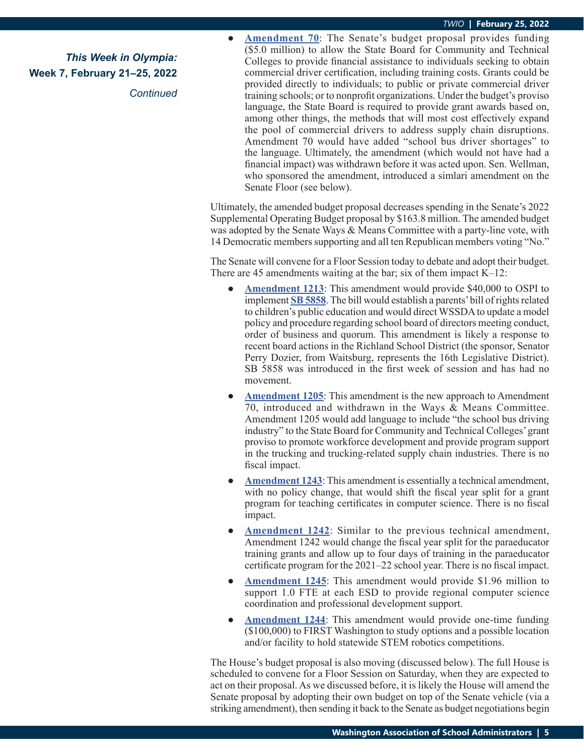*This Week in Olympia:*
**Week 7, February 21–25, 2022**
*Continued*

- **Amendment 70**: The Senate's budget proposal provides funding ($5.0 million) to allow the State Board for Community and Technical Colleges to provide financial assistance to individuals seeking to obtain commercial driver certification, including training costs. Grants could be provided directly to individuals; to public or private commercial driver training schools; or to nonprofit organizations. Under the budget's proviso language, the State Board is required to provide grant awards based on, among other things, the methods that will most cost effectively expand the pool of commercial drivers to address supply chain disruptions. Amendment 70 would have added "school bus driver shortages" to the language. Ultimately, the amendment (which would not have had a financial impact) was withdrawn before it was acted upon. Sen. Wellman, who sponsored the amendment, introduced a simlari amendment on the Senate Floor (see below).

Ultimately, the amended budget proposal decreases spending in the Senate's 2022 Supplemental Operating Budget proposal by $163.8 million. The amended budget was adopted by the Senate Ways & Means Committee with a party-line vote, with 14 Democratic members supporting and all ten Republican members voting "No."

The Senate will convene for a Floor Session today to debate and adopt their budget. There are 45 amendments waiting at the bar; six of them impact K–12:

- **Amendment 1213**: This amendment would provide $40,000 to OSPI to implement **SB 5858**. The bill would establish a parents' bill of rights related to children's public education and would direct WSSDA to update a model policy and procedure regarding school board of directors meeting conduct, order of business and quorum. This amendment is likely a response to recent board actions in the Richland School District (the sponsor, Senator Perry Dozier, from Waitsburg, represents the 16th Legislative District). SB 5858 was introduced in the first week of session and has had no movement.
- **Amendment 1205**: This amendment is the new approach to Amendment 70, introduced and withdrawn in the Ways & Means Committee. Amendment 1205 would add language to include "the school bus driving industry" to the State Board for Community and Technical Colleges' grant proviso to promote workforce development and provide program support in the trucking and trucking-related supply chain industries. There is no fiscal impact.
- **Amendment 1243**: This amendment is essentially a technical amendment, with no policy change, that would shift the fiscal year split for a grant program for teaching certificates in computer science. There is no fiscal impact.
- **Amendment 1242**: Similar to the previous technical amendment, Amendment 1242 would change the fiscal year split for the paraeducator training grants and allow up to four days of training in the paraeducator certificate program for the 2021–22 school year. There is no fiscal impact.
- **Amendment 1245**: This amendment would provide $1.96 million to support 1.0 FTE at each ESD to provide regional computer science coordination and professional development support.
- **Amendment 1244**: This amendment would provide one-time funding ($100,000) to FIRST Washington to study options and a possible location and/or facility to hold statewide STEM robotics competitions.

The House's budget proposal is also moving (discussed below). The full House is scheduled to convene for a Floor Session on Saturday, when they are expected to act on their proposal. As we discussed before, it is likely the House will amend the Senate proposal by adopting their own budget on top of the Senate vehicle (via a striking amendment), then sending it back to the Senate as budget negotiations begin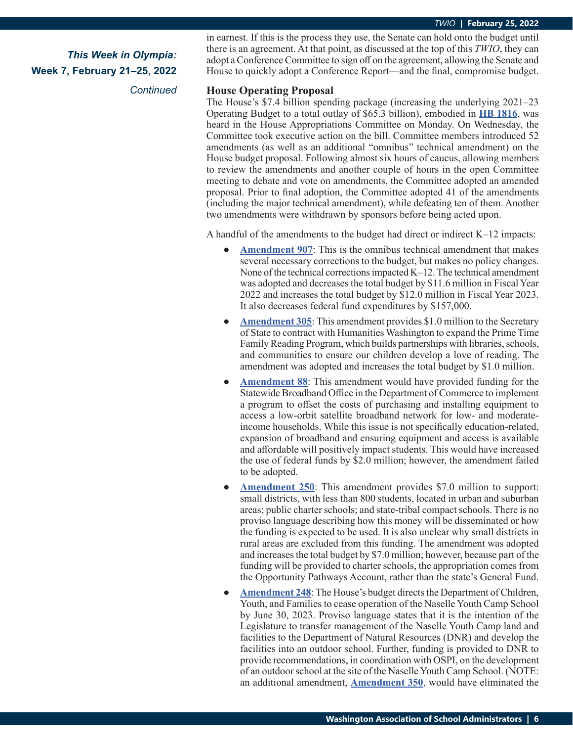***This Week in Olympia:***
**Week 7, February 21–25, 2022**

*Continued*

in earnest. If this is the process they use, the Senate can hold onto the budget until there is an agreement. At that point, as discussed at the top of this *TWIO*, they can adopt a Conference Committee to sign off on the agreement, allowing the Senate and House to quickly adopt a Conference Report—and the final, compromise budget.

### House Operating Proposal

The House's $7.4 billion spending package (increasing the underlying 2021–23 Operating Budget to a total outlay of $65.3 billion), embodied in **HB 1816**, was heard in the House Appropriations Committee on Monday. On Wednesday, the Committee took executive action on the bill. Committee members introduced 52 amendments (as well as an additional "omnibus" technical amendment) on the House budget proposal. Following almost six hours of caucus, allowing members to review the amendments and another couple of hours in the open Committee meeting to debate and vote on amendments, the Committee adopted an amended proposal. Prior to final adoption, the Committee adopted 41 of the amendments (including the major technical amendment), while defeating ten of them. Another two amendments were withdrawn by sponsors before being acted upon.

A handful of the amendments to the budget had direct or indirect K–12 impacts:

- **Amendment 907**: This is the omnibus technical amendment that makes several necessary corrections to the budget, but makes no policy changes. None of the technical corrections impacted K–12. The technical amendment was adopted and decreases the total budget by $11.6 million in Fiscal Year 2022 and increases the total budget by $12.0 million in Fiscal Year 2023. It also decreases federal fund expenditures by $157,000.
- **Amendment 305**: This amendment provides $1.0 million to the Secretary of State to contract with Humanities Washington to expand the Prime Time Family Reading Program, which builds partnerships with libraries, schools, and communities to ensure our children develop a love of reading. The amendment was adopted and increases the total budget by $1.0 million.
- **Amendment 88**: This amendment would have provided funding for the Statewide Broadband Office in the Department of Commerce to implement a program to offset the costs of purchasing and installing equipment to access a low-orbit satellite broadband network for low- and moderate-income households. While this issue is not specifically education-related, expansion of broadband and ensuring equipment and access is available and affordable will positively impact students. This would have increased the use of federal funds by $2.0 million; however, the amendment failed to be adopted.
- **Amendment 250**: This amendment provides $7.0 million to support: small districts, with less than 800 students, located in urban and suburban areas; public charter schools; and state-tribal compact schools. There is no proviso language describing how this money will be disseminated or how the funding is expected to be used. It is also unclear why small districts in rural areas are excluded from this funding. The amendment was adopted and increases the total budget by $7.0 million; however, because part of the funding will be provided to charter schools, the appropriation comes from the Opportunity Pathways Account, rather than the state's General Fund.
- **Amendment 248**: The House's budget directs the Department of Children, Youth, and Families to cease operation of the Naselle Youth Camp School by June 30, 2023. Proviso language states that it is the intention of the Legislature to transfer management of the Naselle Youth Camp land and facilities to the Department of Natural Resources (DNR) and develop the facilities into an outdoor school. Further, funding is provided to DNR to provide recommendations, in coordination with OSPI, on the development of an outdoor school at the site of the Naselle Youth Camp School. (NOTE: an additional amendment, **Amendment 350**, would have eliminated the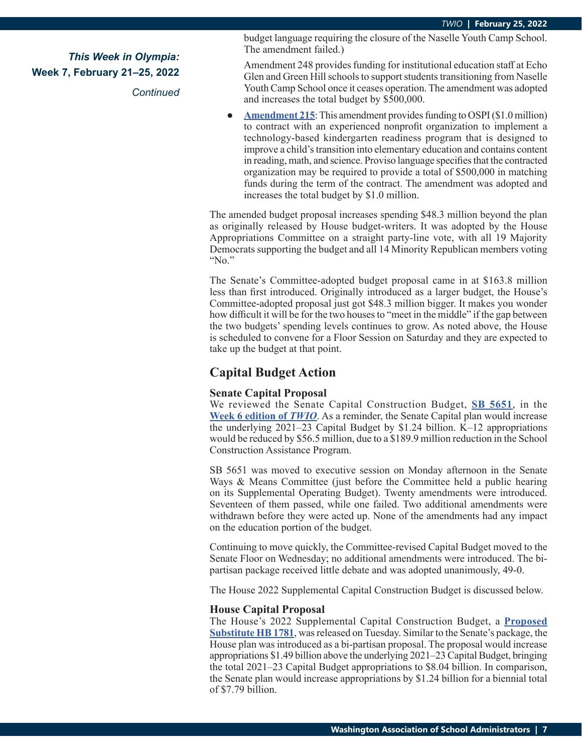budget language requiring the closure of the Naselle Youth Camp School. The amendment failed.)

Amendment 248 provides funding for institutional education staff at Echo Glen and Green Hill schools to support students transitioning from Naselle Youth Camp School once it ceases operation. The amendment was adopted and increases the total budget by $500,000.

- **Amendment 215**: This amendment provides funding to OSPI ($1.0 million) to contract with an experienced nonprofit organization to implement a technology-based kindergarten readiness program that is designed to improve a child's transition into elementary education and contains content in reading, math, and science. Proviso language specifies that the contracted organization may be required to provide a total of $500,000 in matching funds during the term of the contract. The amendment was adopted and increases the total budget by $1.0 million.

The amended budget proposal increases spending $48.3 million beyond the plan as originally released by House budget-writers. It was adopted by the House Appropriations Committee on a straight party-line vote, with all 19 Majority Democrats supporting the budget and all 14 Minority Republican members voting "No."

The Senate's Committee-adopted budget proposal came in at $163.8 million less than first introduced. Originally introduced as a larger budget, the House's Committee-adopted proposal just got $48.3 million bigger. It makes you wonder how difficult it will be for the two houses to "meet in the middle" if the gap between the two budgets' spending levels continues to grow. As noted above, the House is scheduled to convene for a Floor Session on Saturday and they are expected to take up the budget at that point.

## Capital Budget Action

### Senate Capital Proposal

We reviewed the Senate Capital Construction Budget, **SB 5651**, in the **Week 6 edition of *TWIO***. As a reminder, the Senate Capital plan would increase the underlying 2021–23 Capital Budget by $1.24 billion. K–12 appropriations would be reduced by $56.5 million, due to a $189.9 million reduction in the School Construction Assistance Program.

SB 5651 was moved to executive session on Monday afternoon in the Senate Ways & Means Committee (just before the Committee held a public hearing on its Supplemental Operating Budget). Twenty amendments were introduced. Seventeen of them passed, while one failed. Two additional amendments were withdrawn before they were acted up. None of the amendments had any impact on the education portion of the budget.

Continuing to move quickly, the Committee-revised Capital Budget moved to the Senate Floor on Wednesday; no additional amendments were introduced. The bi-partisan package received little debate and was adopted unanimously, 49-0.

The House 2022 Supplemental Capital Construction Budget is discussed below.

### House Capital Proposal

The House's 2022 Supplemental Capital Construction Budget, a **Proposed Substitute HB 1781**, was released on Tuesday. Similar to the Senate's package, the House plan was introduced as a bi-partisan proposal. The proposal would increase appropriations $1.49 billion above the underlying 2021–23 Capital Budget, bringing the total 2021–23 Capital Budget appropriations to $8.04 billion. In comparison, the Senate plan would increase appropriations by $1.24 billion for a biennial total of $7.79 billion.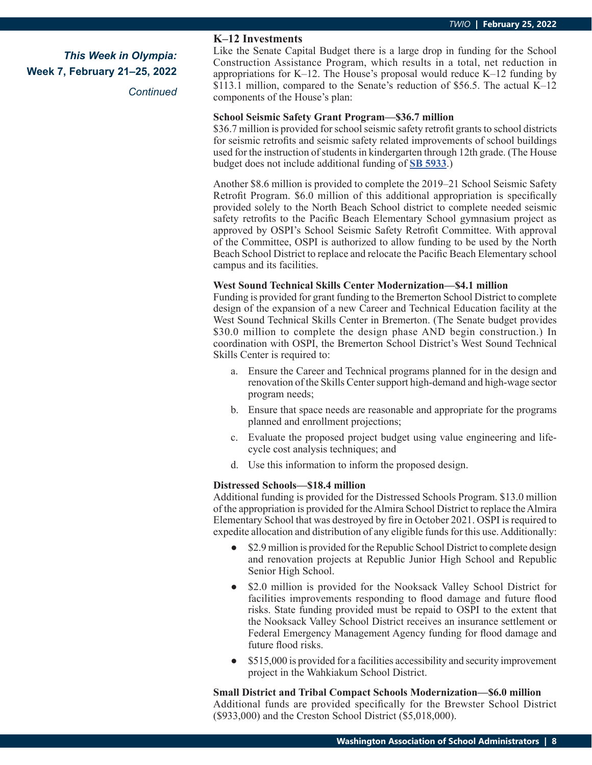*This Week in Olympia:*
**Week 7, February 21–25, 2022**
*Continued*

## K–12 Investments

Like the Senate Capital Budget there is a large drop in funding for the School Construction Assistance Program, which results in a total, net reduction in appropriations for K–12. The House's proposal would reduce K–12 funding by $113.1 million, compared to the Senate's reduction of $56.5. The actual K–12 components of the House's plan:

**School Seismic Safety Grant Program—$36.7 million**
$36.7 million is provided for school seismic safety retrofit grants to school districts for seismic retrofits and seismic safety related improvements of school buildings used for the instruction of students in kindergarten through 12th grade. (The House budget does not include additional funding of **SB 5933**.)

Another $8.6 million is provided to complete the 2019–21 School Seismic Safety Retrofit Program. $6.0 million of this additional appropriation is specifically provided solely to the North Beach School district to complete needed seismic safety retrofits to the Pacific Beach Elementary School gymnasium project as approved by OSPI's School Seismic Safety Retrofit Committee. With approval of the Committee, OSPI is authorized to allow funding to be used by the North Beach School District to replace and relocate the Pacific Beach Elementary school campus and its facilities.

**West Sound Technical Skills Center Modernization—$4.1 million**
Funding is provided for grant funding to the Bremerton School District to complete design of the expansion of a new Career and Technical Education facility at the West Sound Technical Skills Center in Bremerton. (The Senate budget provides $30.0 million to complete the design phase AND begin construction.) In coordination with OSPI, the Bremerton School District's West Sound Technical Skills Center is required to:

a. Ensure the Career and Technical programs planned for in the design and renovation of the Skills Center support high-demand and high-wage sector program needs;
b. Ensure that space needs are reasonable and appropriate for the programs planned and enrollment projections;
c. Evaluate the proposed project budget using value engineering and life-cycle cost analysis techniques; and
d. Use this information to inform the proposed design.

**Distressed Schools—$18.4 million**
Additional funding is provided for the Distressed Schools Program. $13.0 million of the appropriation is provided for the Almira School District to replace the Almira Elementary School that was destroyed by fire in October 2021. OSPI is required to expedite allocation and distribution of any eligible funds for this use. Additionally:

- $2.9 million is provided for the Republic School District to complete design and renovation projects at Republic Junior High School and Republic Senior High School.
- $2.0 million is provided for the Nooksack Valley School District for facilities improvements responding to flood damage and future flood risks. State funding provided must be repaid to OSPI to the extent that the Nooksack Valley School District receives an insurance settlement or Federal Emergency Management Agency funding for flood damage and future flood risks.
- $515,000 is provided for a facilities accessibility and security improvement project in the Wahkiakum School District.

**Small District and Tribal Compact Schools Modernization—$6.0 million**
Additional funds are provided specifically for the Brewster School District ($933,000) and the Creston School District ($5,018,000).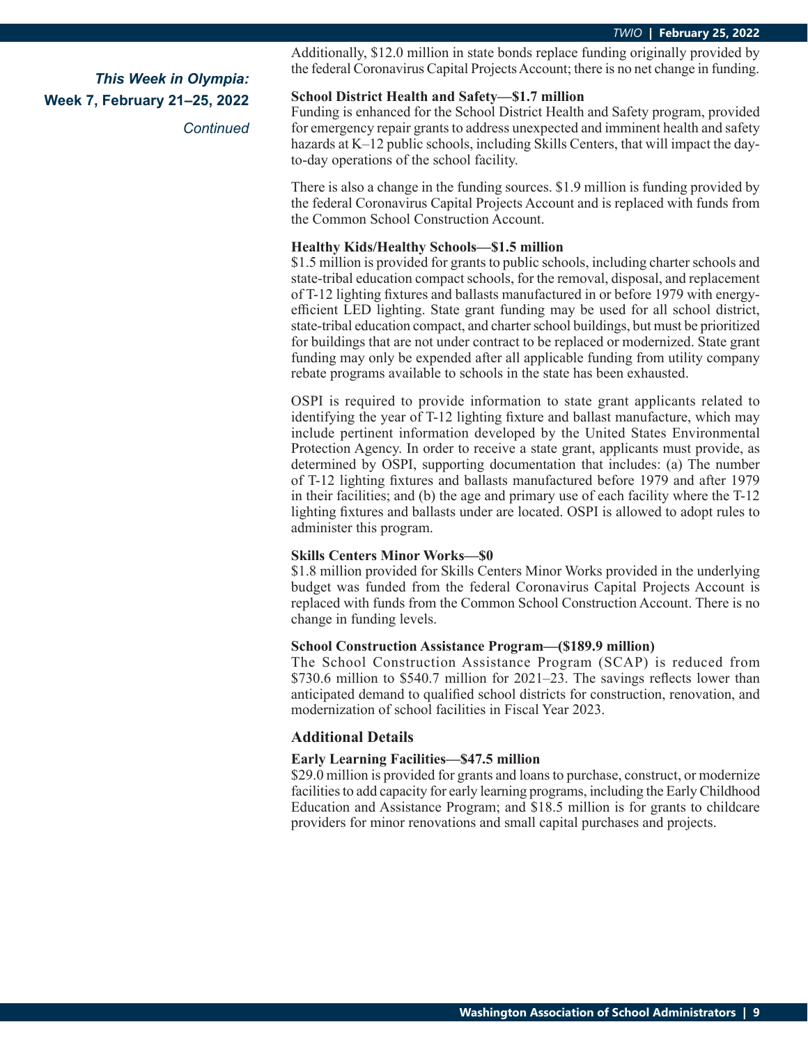*This Week in Olympia:*
**Week 7, February 21–25, 2022**
*Continued*

Additionally, $12.0 million in state bonds replace funding originally provided by the federal Coronavirus Capital Projects Account; there is no net change in funding.

**School District Health and Safety—$1.7 million**

Funding is enhanced for the School District Health and Safety program, provided for emergency repair grants to address unexpected and imminent health and safety hazards at K–12 public schools, including Skills Centers, that will impact the day-to-day operations of the school facility.

There is also a change in the funding sources. $1.9 million is funding provided by the federal Coronavirus Capital Projects Account and is replaced with funds from the Common School Construction Account.

**Healthy Kids/Healthy Schools—$1.5 million**

$1.5 million is provided for grants to public schools, including charter schools and state-tribal education compact schools, for the removal, disposal, and replacement of T-12 lighting fixtures and ballasts manufactured in or before 1979 with energy-efficient LED lighting. State grant funding may be used for all school district, state-tribal education compact, and charter school buildings, but must be prioritized for buildings that are not under contract to be replaced or modernized. State grant funding may only be expended after all applicable funding from utility company rebate programs available to schools in the state has been exhausted.

OSPI is required to provide information to state grant applicants related to identifying the year of T-12 lighting fixture and ballast manufacture, which may include pertinent information developed by the United States Environmental Protection Agency. In order to receive a state grant, applicants must provide, as determined by OSPI, supporting documentation that includes: (a) The number of T-12 lighting fixtures and ballasts manufactured before 1979 and after 1979 in their facilities; and (b) the age and primary use of each facility where the T-12 lighting fixtures and ballasts under are located. OSPI is allowed to adopt rules to administer this program.

**Skills Centers Minor Works—$0**

$1.8 million provided for Skills Centers Minor Works provided in the underlying budget was funded from the federal Coronavirus Capital Projects Account is replaced with funds from the Common School Construction Account. There is no change in funding levels.

**School Construction Assistance Program—($189.9 million)**

The School Construction Assistance Program (SCAP) is reduced from $730.6 million to $540.7 million for 2021–23. The savings reflects lower than anticipated demand to qualified school districts for construction, renovation, and modernization of school facilities in Fiscal Year 2023.

### Additional Details

**Early Learning Facilities—$47.5 million**

$29.0 million is provided for grants and loans to purchase, construct, or modernize facilities to add capacity for early learning programs, including the Early Childhood Education and Assistance Program; and $18.5 million is for grants to childcare providers for minor renovations and small capital purchases and projects.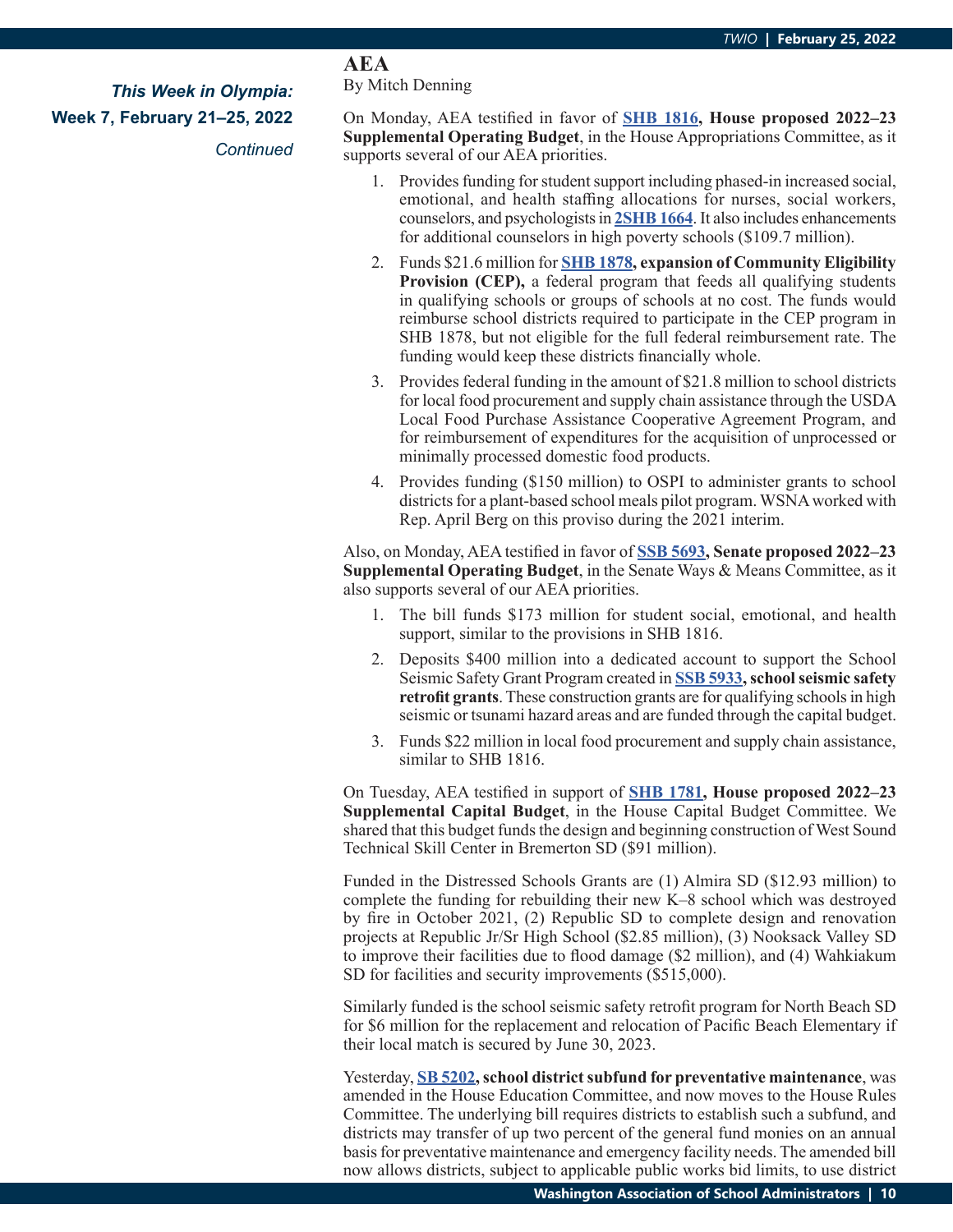*This Week in Olympia:*
**Week 7, February 21–25, 2022**
*Continued*

## AEA

By Mitch Denning

On Monday, AEA testified in favor of **SHB 1816, House proposed 2022–23 Supplemental Operating Budget**, in the House Appropriations Committee, as it supports several of our AEA priorities.

1. Provides funding for student support including phased-in increased social, emotional, and health staffing allocations for nurses, social workers, counselors, and psychologists in **2SHB 1664**. It also includes enhancements for additional counselors in high poverty schools ($109.7 million).
2. Funds $21.6 million for **SHB 1878, expansion of Community Eligibility Provision (CEP),** a federal program that feeds all qualifying students in qualifying schools or groups of schools at no cost. The funds would reimburse school districts required to participate in the CEP program in SHB 1878, but not eligible for the full federal reimbursement rate. The funding would keep these districts financially whole.
3. Provides federal funding in the amount of $21.8 million to school districts for local food procurement and supply chain assistance through the USDA Local Food Purchase Assistance Cooperative Agreement Program, and for reimbursement of expenditures for the acquisition of unprocessed or minimally processed domestic food products.
4. Provides funding ($150 million) to OSPI to administer grants to school districts for a plant-based school meals pilot program. WSNA worked with Rep. April Berg on this proviso during the 2021 interim.

Also, on Monday, AEA testified in favor of **SSB 5693, Senate proposed 2022–23 Supplemental Operating Budget**, in the Senate Ways & Means Committee, as it also supports several of our AEA priorities.

1. The bill funds $173 million for student social, emotional, and health support, similar to the provisions in SHB 1816.
2. Deposits $400 million into a dedicated account to support the School Seismic Safety Grant Program created in **SSB 5933, school seismic safety retrofit grants**. These construction grants are for qualifying schools in high seismic or tsunami hazard areas and are funded through the capital budget.
3. Funds $22 million in local food procurement and supply chain assistance, similar to SHB 1816.

On Tuesday, AEA testified in support of **SHB 1781, House proposed 2022–23 Supplemental Capital Budget**, in the House Capital Budget Committee. We shared that this budget funds the design and beginning construction of West Sound Technical Skill Center in Bremerton SD ($91 million).

Funded in the Distressed Schools Grants are (1) Almira SD ($12.93 million) to complete the funding for rebuilding their new K–8 school which was destroyed by fire in October 2021, (2) Republic SD to complete design and renovation projects at Republic Jr/Sr High School ($2.85 million), (3) Nooksack Valley SD to improve their facilities due to flood damage ($2 million), and (4) Wahkiakum SD for facilities and security improvements ($515,000).

Similarly funded is the school seismic safety retrofit program for North Beach SD for $6 million for the replacement and relocation of Pacific Beach Elementary if their local match is secured by June 30, 2023.

Yesterday, **SB 5202, school district subfund for preventative maintenance**, was amended in the House Education Committee, and now moves to the House Rules Committee. The underlying bill requires districts to establish such a subfund, and districts may transfer of up two percent of the general fund monies on an annual basis for preventative maintenance and emergency facility needs. The amended bill now allows districts, subject to applicable public works bid limits, to use district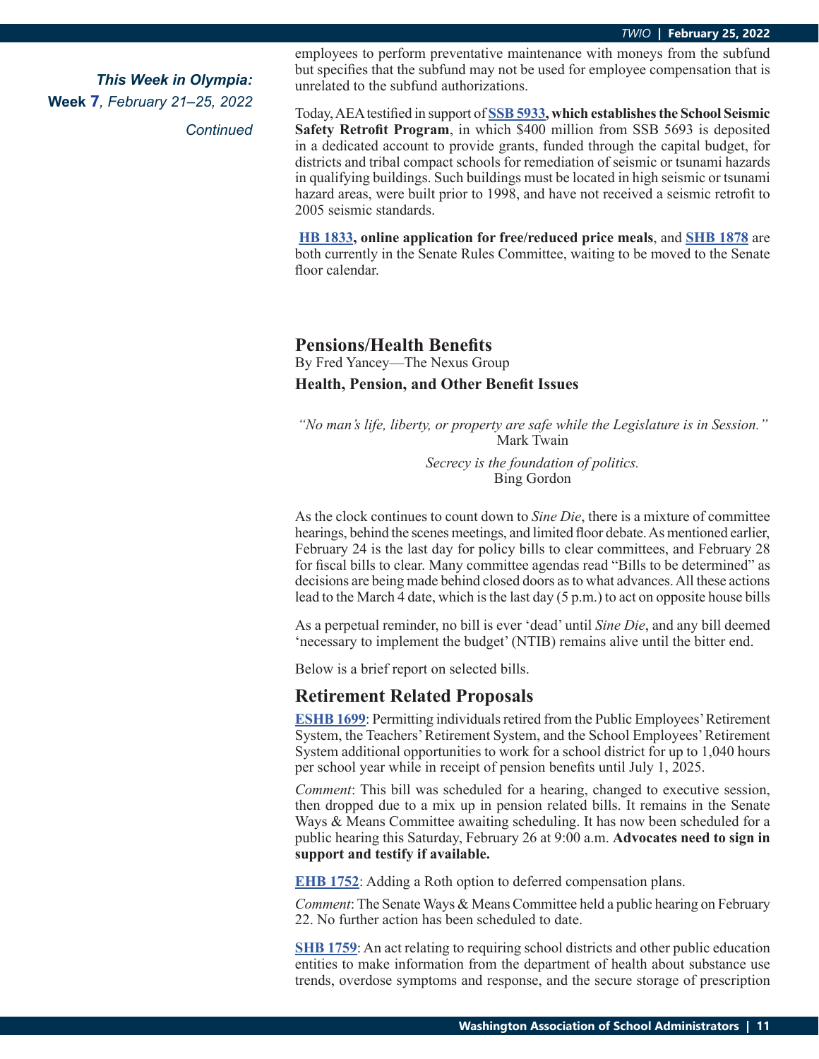*This Week in Olympia:*
**Week 7**, *February 21–25, 2022*
*Continued*

employees to perform preventative maintenance with moneys from the subfund but specifies that the subfund may not be used for employee compensation that is unrelated to the subfund authorizations.

Today, AEA testified in support of **SSB 5933, which establishes the School Seismic Safety Retrofit Program**, in which $400 million from SSB 5693 is deposited in a dedicated account to provide grants, funded through the capital budget, for districts and tribal compact schools for remediation of seismic or tsunami hazards in qualifying buildings. Such buildings must be located in high seismic or tsunami hazard areas, were built prior to 1998, and have not received a seismic retrofit to 2005 seismic standards.

**HB 1833, online application for free/reduced price meals**, and **SHB 1878** are both currently in the Senate Rules Committee, waiting to be moved to the Senate floor calendar.

## Pensions/Health Benefits

By Fred Yancey—The Nexus Group

**Health, Pension, and Other Benefit Issues**

*“No man’s life, liberty, or property are safe while the Legislature is in Session.”*
Mark Twain

*Secrecy is the foundation of politics.*
Bing Gordon

As the clock continues to count down to *Sine Die*, there is a mixture of committee hearings, behind the scenes meetings, and limited floor debate. As mentioned earlier, February 24 is the last day for policy bills to clear committees, and February 28 for fiscal bills to clear. Many committee agendas read “Bills to be determined” as decisions are being made behind closed doors as to what advances. All these actions lead to the March 4 date, which is the last day (5 p.m.) to act on opposite house bills

As a perpetual reminder, no bill is ever ‘dead’ until *Sine Die*, and any bill deemed ‘necessary to implement the budget’ (NTIB) remains alive until the bitter end.

Below is a brief report on selected bills.

### Retirement Related Proposals

**ESHB 1699**: Permitting individuals retired from the Public Employees’ Retirement System, the Teachers’ Retirement System, and the School Employees’ Retirement System additional opportunities to work for a school district for up to 1,040 hours per school year while in receipt of pension benefits until July 1, 2025.

*Comment*: This bill was scheduled for a hearing, changed to executive session, then dropped due to a mix up in pension related bills. It remains in the Senate Ways & Means Committee awaiting scheduling. It has now been scheduled for a public hearing this Saturday, February 26 at 9:00 a.m. **Advocates need to sign in support and testify if available.**

**EHB 1752**: Adding a Roth option to deferred compensation plans.

*Comment*: The Senate Ways & Means Committee held a public hearing on February 22. No further action has been scheduled to date.

**SHB 1759**: An act relating to requiring school districts and other public education entities to make information from the department of health about substance use trends, overdose symptoms and response, and the secure storage of prescription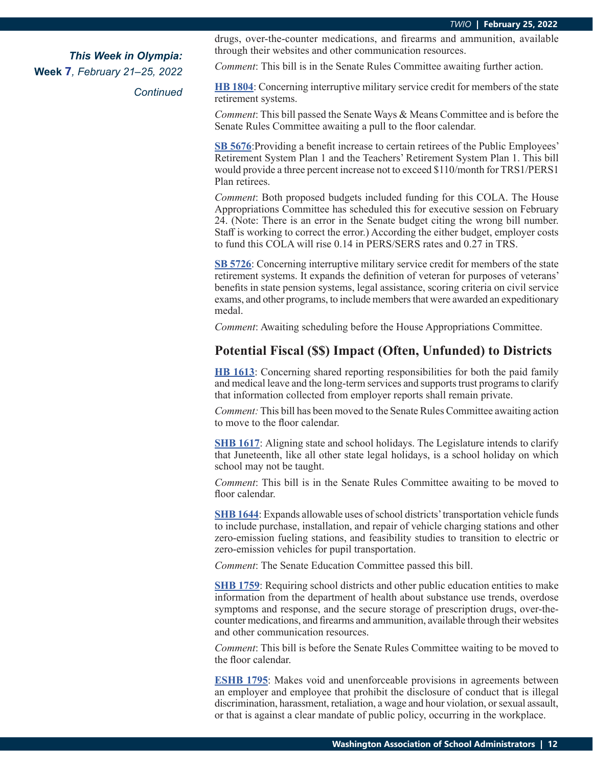*This Week in Olympia:*
**Week 7**, *February 21–25, 2022*
*Continued*

drugs, over-the-counter medications, and firearms and ammunition, available through their websites and other communication resources.

*Comment*: This bill is in the Senate Rules Committee awaiting further action.

**HB 1804**: Concerning interruptive military service credit for members of the state retirement systems.

*Comment*: This bill passed the Senate Ways & Means Committee and is before the Senate Rules Committee awaiting a pull to the floor calendar.

**SB 5676**:Providing a benefit increase to certain retirees of the Public Employees' Retirement System Plan 1 and the Teachers' Retirement System Plan 1. This bill would provide a three percent increase not to exceed $110/month for TRS1/PERS1 Plan retirees.

*Comment*: Both proposed budgets included funding for this COLA. The House Appropriations Committee has scheduled this for executive session on February 24. (Note: There is an error in the Senate budget citing the wrong bill number. Staff is working to correct the error.) According the either budget, employer costs to fund this COLA will rise 0.14 in PERS/SERS rates and 0.27 in TRS.

**SB 5726**: Concerning interruptive military service credit for members of the state retirement systems. It expands the definition of veteran for purposes of veterans' benefits in state pension systems, legal assistance, scoring criteria on civil service exams, and other programs, to include members that were awarded an expeditionary medal.

*Comment*: Awaiting scheduling before the House Appropriations Committee.

## Potential Fiscal ($$) Impact (Often, Unfunded) to Districts

**HB 1613**: Concerning shared reporting responsibilities for both the paid family and medical leave and the long-term services and supports trust programs to clarify that information collected from employer reports shall remain private.

*Comment:* This bill has been moved to the Senate Rules Committee awaiting action to move to the floor calendar.

**SHB 1617**: Aligning state and school holidays. The Legislature intends to clarify that Juneteenth, like all other state legal holidays, is a school holiday on which school may not be taught.

*Comment*: This bill is in the Senate Rules Committee awaiting to be moved to floor calendar.

**SHB 1644**: Expands allowable uses of school districts' transportation vehicle funds to include purchase, installation, and repair of vehicle charging stations and other zero-emission fueling stations, and feasibility studies to transition to electric or zero-emission vehicles for pupil transportation.

*Comment*: The Senate Education Committee passed this bill.

**SHB 1759**: Requiring school districts and other public education entities to make information from the department of health about substance use trends, overdose symptoms and response, and the secure storage of prescription drugs, over-the-counter medications, and firearms and ammunition, available through their websites and other communication resources.

*Comment*: This bill is before the Senate Rules Committee waiting to be moved to the floor calendar.

**ESHB 1795**: Makes void and unenforceable provisions in agreements between an employer and employee that prohibit the disclosure of conduct that is illegal discrimination, harassment, retaliation, a wage and hour violation, or sexual assault, or that is against a clear mandate of public policy, occurring in the workplace.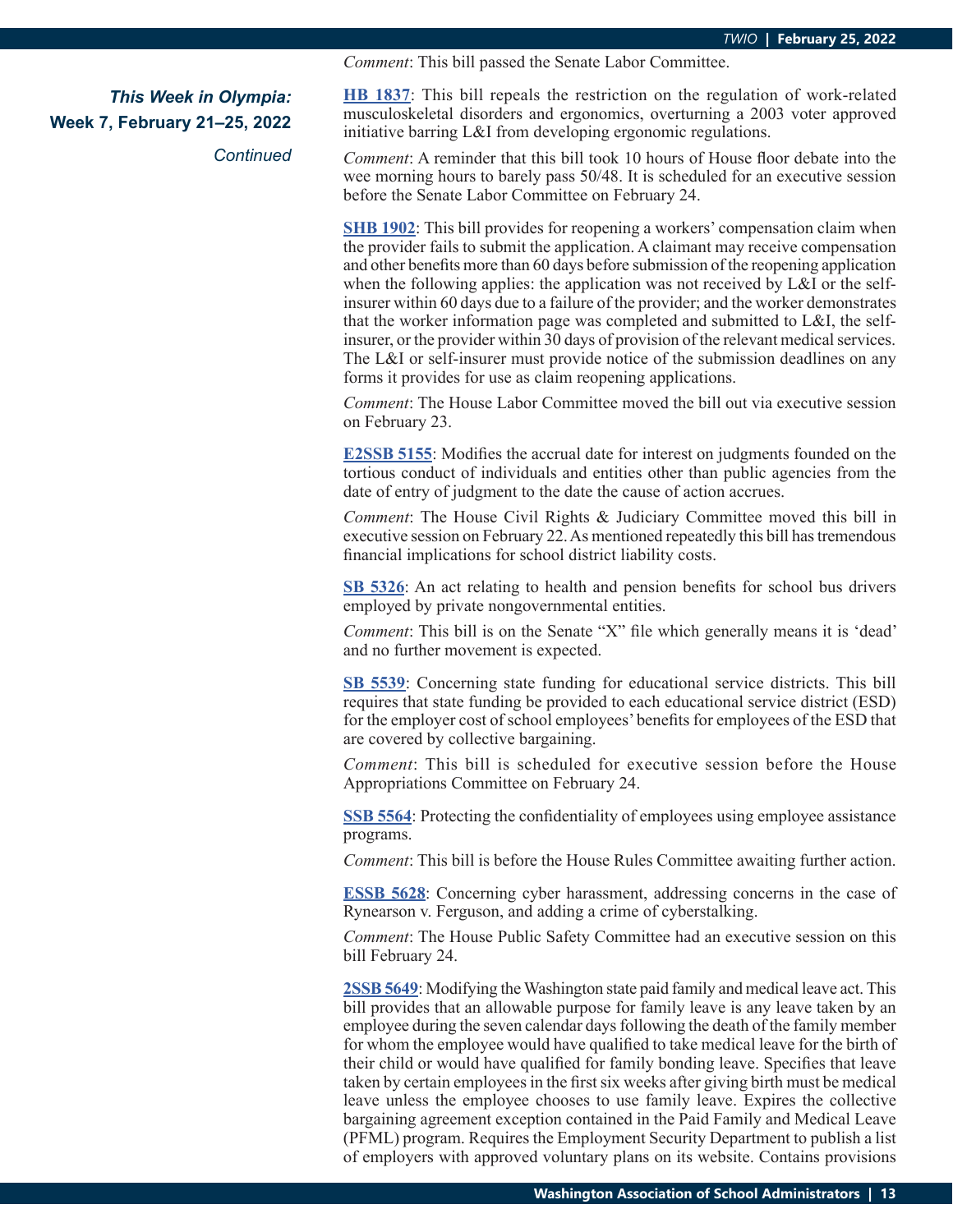*Comment*: This bill passed the Senate Labor Committee.

***This Week in Olympia:***
**Week 7, February 21–25, 2022**
*Continued*

**HB 1837**: This bill repeals the restriction on the regulation of work-related musculoskeletal disorders and ergonomics, overturning a 2003 voter approved initiative barring L&I from developing ergonomic regulations.

*Comment*: A reminder that this bill took 10 hours of House floor debate into the wee morning hours to barely pass 50/48. It is scheduled for an executive session before the Senate Labor Committee on February 24.

**SHB 1902**: This bill provides for reopening a workers' compensation claim when the provider fails to submit the application. A claimant may receive compensation and other benefits more than 60 days before submission of the reopening application when the following applies: the application was not received by L&I or the self-insurer within 60 days due to a failure of the provider; and the worker demonstrates that the worker information page was completed and submitted to L&I, the self-insurer, or the provider within 30 days of provision of the relevant medical services. The L&I or self-insurer must provide notice of the submission deadlines on any forms it provides for use as claim reopening applications.

*Comment*: The House Labor Committee moved the bill out via executive session on February 23.

**E2SSB 5155**: Modifies the accrual date for interest on judgments founded on the tortious conduct of individuals and entities other than public agencies from the date of entry of judgment to the date the cause of action accrues.

*Comment*: The House Civil Rights & Judiciary Committee moved this bill in executive session on February 22. As mentioned repeatedly this bill has tremendous financial implications for school district liability costs.

**SB 5326**: An act relating to health and pension benefits for school bus drivers employed by private nongovernmental entities.

*Comment*: This bill is on the Senate "X" file which generally means it is 'dead' and no further movement is expected.

**SB 5539**: Concerning state funding for educational service districts. This bill requires that state funding be provided to each educational service district (ESD) for the employer cost of school employees' benefits for employees of the ESD that are covered by collective bargaining.

*Comment*: This bill is scheduled for executive session before the House Appropriations Committee on February 24.

**SSB 5564**: Protecting the confidentiality of employees using employee assistance programs.

*Comment*: This bill is before the House Rules Committee awaiting further action.

**ESSB 5628**: Concerning cyber harassment, addressing concerns in the case of Rynearson v. Ferguson, and adding a crime of cyberstalking.

*Comment*: The House Public Safety Committee had an executive session on this bill February 24.

**2SSB 5649**: Modifying the Washington state paid family and medical leave act. This bill provides that an allowable purpose for family leave is any leave taken by an employee during the seven calendar days following the death of the family member for whom the employee would have qualified to take medical leave for the birth of their child or would have qualified for family bonding leave. Specifies that leave taken by certain employees in the first six weeks after giving birth must be medical leave unless the employee chooses to use family leave. Expires the collective bargaining agreement exception contained in the Paid Family and Medical Leave (PFML) program. Requires the Employment Security Department to publish a list of employers with approved voluntary plans on its website. Contains provisions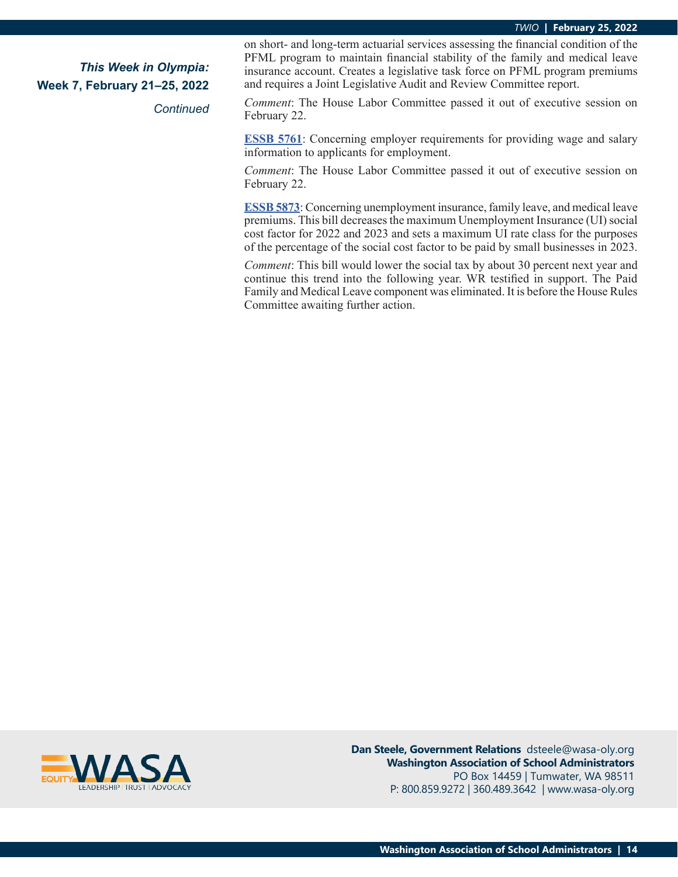*This Week in Olympia:*
**Week 7, February 21–25, 2022**
*Continued*

on short- and long-term actuarial services assessing the financial condition of the PFML program to maintain financial stability of the family and medical leave insurance account. Creates a legislative task force on PFML program premiums and requires a Joint Legislative Audit and Review Committee report.

*Comment*: The House Labor Committee passed it out of executive session on February 22.

**ESSB 5761**: Concerning employer requirements for providing wage and salary information to applicants for employment.

*Comment*: The House Labor Committee passed it out of executive session on February 22.

**ESSB 5873**: Concerning unemployment insurance, family leave, and medical leave premiums. This bill decreases the maximum Unemployment Insurance (UI) social cost factor for 2022 and 2023 and sets a maximum UI rate class for the purposes of the percentage of the social cost factor to be paid by small businesses in 2023.

*Comment*: This bill would lower the social tax by about 30 percent next year and continue this trend into the following year. WR testified in support. The Paid Family and Medical Leave component was eliminated. It is before the House Rules Committee awaiting further action.

**Dan Steele, Government Relations** dsteele@wasa-oly.org
**Washington Association of School Administrators**
PO Box 14459 | Tumwater, WA 98511
P: 800.859.9272 | 360.489.3642 | www.wasa-oly.org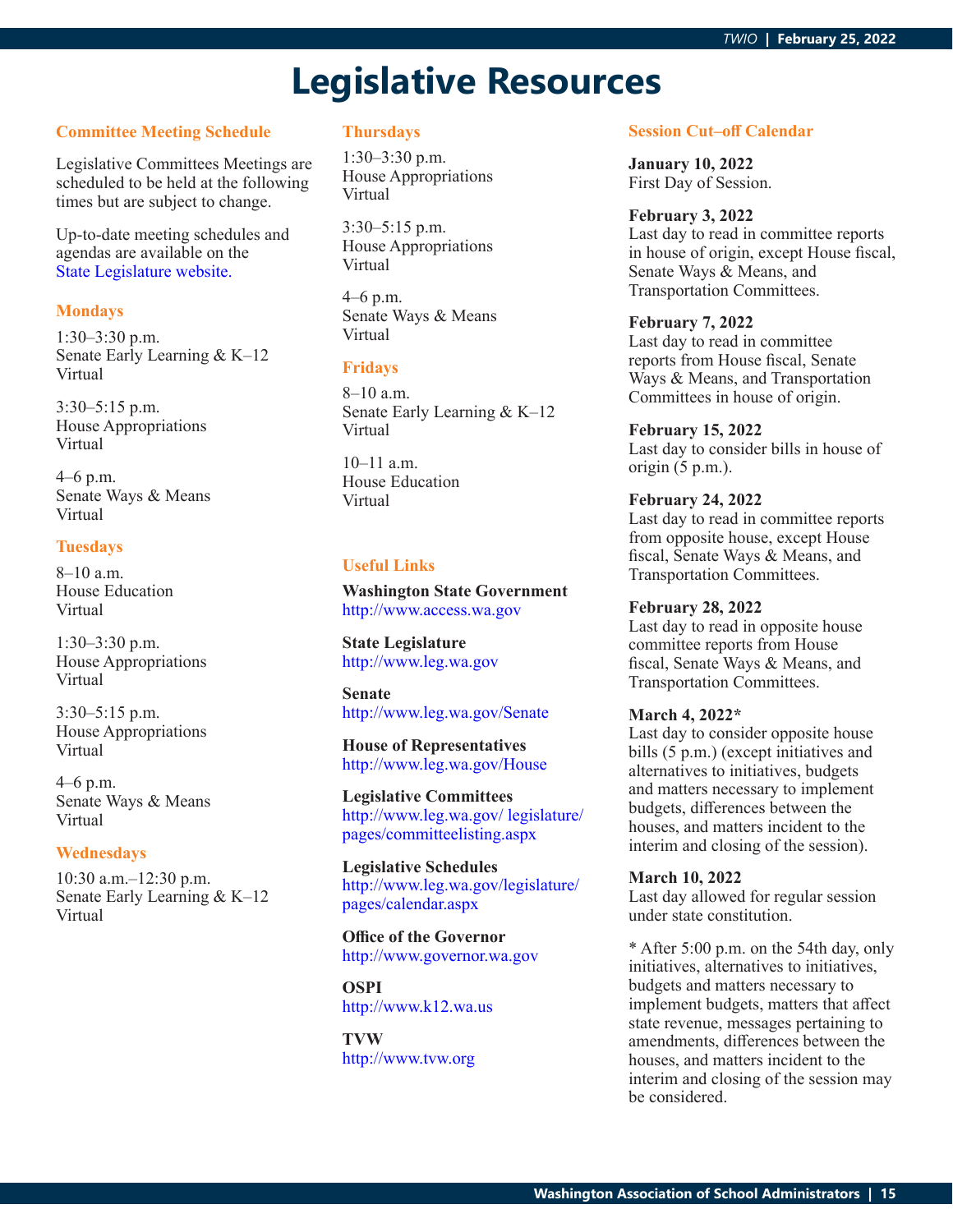# Legislative Resources

### Committee Meeting Schedule

Legislative Committees Meetings are scheduled to be held at the following times but are subject to change.

Up-to-date meeting schedules and agendas are available on the State Legislature website.

### Mondays

1:30–3:30 p.m.
Senate Early Learning & K–12
Virtual

3:30–5:15 p.m.
House Appropriations
Virtual

4–6 p.m.
Senate Ways & Means
Virtual

### Tuesdays

8–10 a.m.
House Education
Virtual

1:30–3:30 p.m.
House Appropriations
Virtual

3:30–5:15 p.m.
House Appropriations
Virtual

4–6 p.m.
Senate Ways & Means
Virtual

### Wednesdays

10:30 a.m.–12:30 p.m.
Senate Early Learning & K–12
Virtual

### Thursdays

1:30–3:30 p.m.
House Appropriations
Virtual

3:30–5:15 p.m.
House Appropriations
Virtual

4–6 p.m.
Senate Ways & Means
Virtual

### Fridays

8–10 a.m.
Senate Early Learning & K–12
Virtual

10–11 a.m.
House Education
Virtual

### Useful Links

**Washington State Government**
http://www.access.wa.gov

**State Legislature**
http://www.leg.wa.gov

**Senate**
http://www.leg.wa.gov/Senate

**House of Representatives**
http://www.leg.wa.gov/House

**Legislative Committees**
http://www.leg.wa.gov/legislature/pages/committeelisting.aspx

**Legislative Schedules**
http://www.leg.wa.gov/legislature/pages/calendar.aspx

**Office of the Governor**
http://www.governor.wa.gov

**OSPI**
http://www.k12.wa.us

**TVW**
http://www.tvw.org

### Session Cut–off Calendar

**January 10, 2022**
First Day of Session.

**February 3, 2022**
Last day to read in committee reports in house of origin, except House fiscal, Senate Ways & Means, and Transportation Committees.

**February 7, 2022**
Last day to read in committee reports from House fiscal, Senate Ways & Means, and Transportation Committees in house of origin.

**February 15, 2022**
Last day to consider bills in house of origin (5 p.m.).

**February 24, 2022**
Last day to read in committee reports from opposite house, except House fiscal, Senate Ways & Means, and Transportation Committees.

**February 28, 2022**
Last day to read in opposite house committee reports from House fiscal, Senate Ways & Means, and Transportation Committees.

**March 4, 2022***
Last day to consider opposite house bills (5 p.m.) (except initiatives and alternatives to initiatives, budgets and matters necessary to implement budgets, differences between the houses, and matters incident to the interim and closing of the session).

**March 10, 2022**
Last day allowed for regular session under state constitution.

* After 5:00 p.m. on the 54th day, only initiatives, alternatives to initiatives, budgets and matters necessary to implement budgets, matters that affect state revenue, messages pertaining to amendments, differences between the houses, and matters incident to the interim and closing of the session may be considered.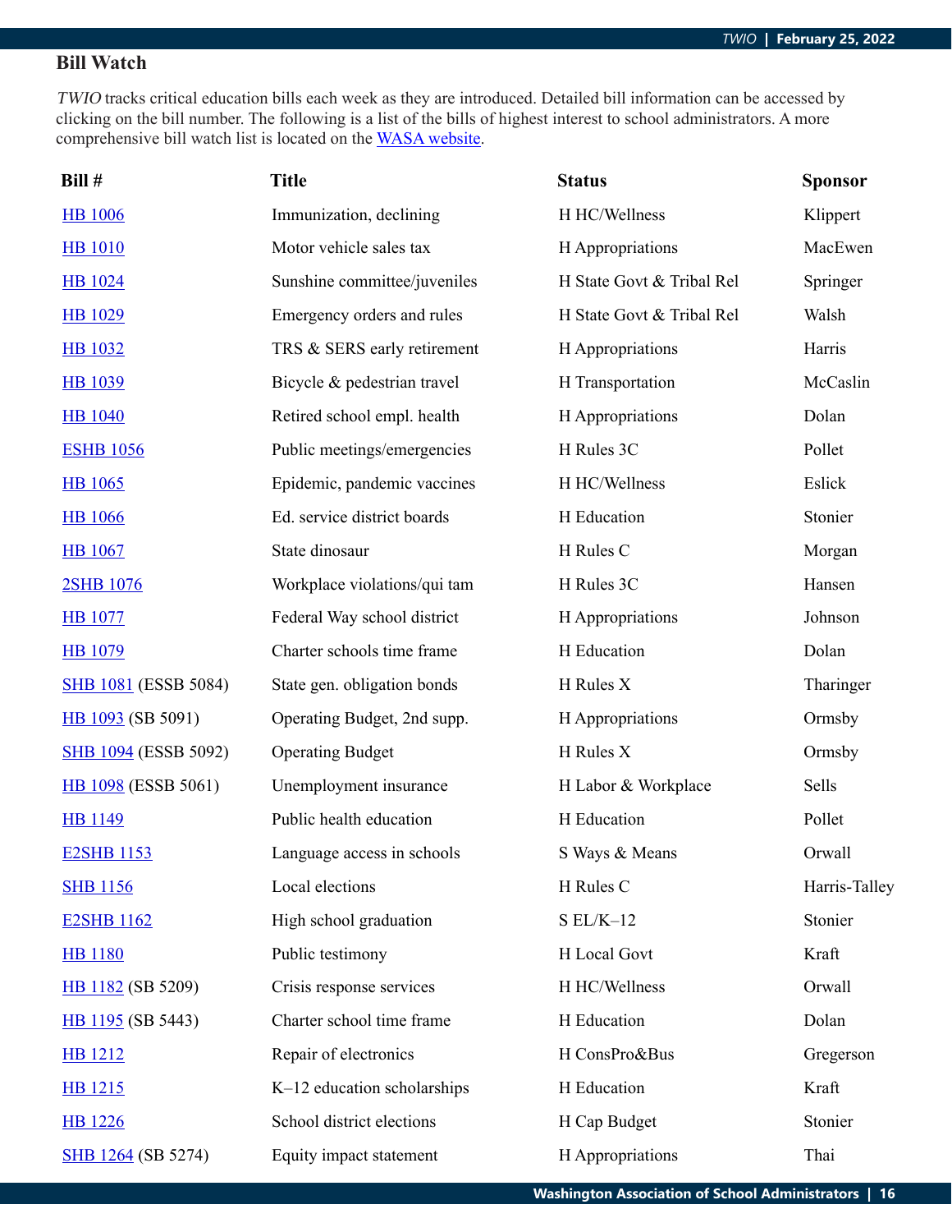## Bill Watch

*TWIO* tracks critical education bills each week as they are introduced. Detailed bill information can be accessed by clicking on the bill number. The following is a list of the bills of highest interest to school administrators. A more comprehensive bill watch list is located on the WASA website.

| Bill # | Title | Status | Sponsor |
|---|---|---|---|
| HB 1006 | Immunization, declining | H HC/Wellness | Klippert |
| HB 1010 | Motor vehicle sales tax | H Appropriations | MacEwen |
| HB 1024 | Sunshine committee/juveniles | H State Govt & Tribal Rel | Springer |
| HB 1029 | Emergency orders and rules | H State Govt & Tribal Rel | Walsh |
| HB 1032 | TRS & SERS early retirement | H Appropriations | Harris |
| HB 1039 | Bicycle & pedestrian travel | H Transportation | McCaslin |
| HB 1040 | Retired school empl. health | H Appropriations | Dolan |
| ESHB 1056 | Public meetings/emergencies | H Rules 3C | Pollet |
| HB 1065 | Epidemic, pandemic vaccines | H HC/Wellness | Eslick |
| HB 1066 | Ed. service district boards | H Education | Stonier |
| HB 1067 | State dinosaur | H Rules C | Morgan |
| 2SHB 1076 | Workplace violations/qui tam | H Rules 3C | Hansen |
| HB 1077 | Federal Way school district | H Appropriations | Johnson |
| HB 1079 | Charter schools time frame | H Education | Dolan |
| SHB 1081 (ESSB 5084) | State gen. obligation bonds | H Rules X | Tharinger |
| HB 1093 (SB 5091) | Operating Budget, 2nd supp. | H Appropriations | Ormsby |
| SHB 1094 (ESSB 5092) | Operating Budget | H Rules X | Ormsby |
| HB 1098 (ESSB 5061) | Unemployment insurance | H Labor & Workplace | Sells |
| HB 1149 | Public health education | H Education | Pollet |
| E2SHB 1153 | Language access in schools | S Ways & Means | Orwall |
| SHB 1156 | Local elections | H Rules C | Harris-Talley |
| E2SHB 1162 | High school graduation | S EL/K–12 | Stonier |
| HB 1180 | Public testimony | H Local Govt | Kraft |
| HB 1182 (SB 5209) | Crisis response services | H HC/Wellness | Orwall |
| HB 1195 (SB 5443) | Charter school time frame | H Education | Dolan |
| HB 1212 | Repair of electronics | H ConsPro&Bus | Gregerson |
| HB 1215 | K–12 education scholarships | H Education | Kraft |
| HB 1226 | School district elections | H Cap Budget | Stonier |
| SHB 1264 (SB 5274) | Equity impact statement | H Appropriations | Thai |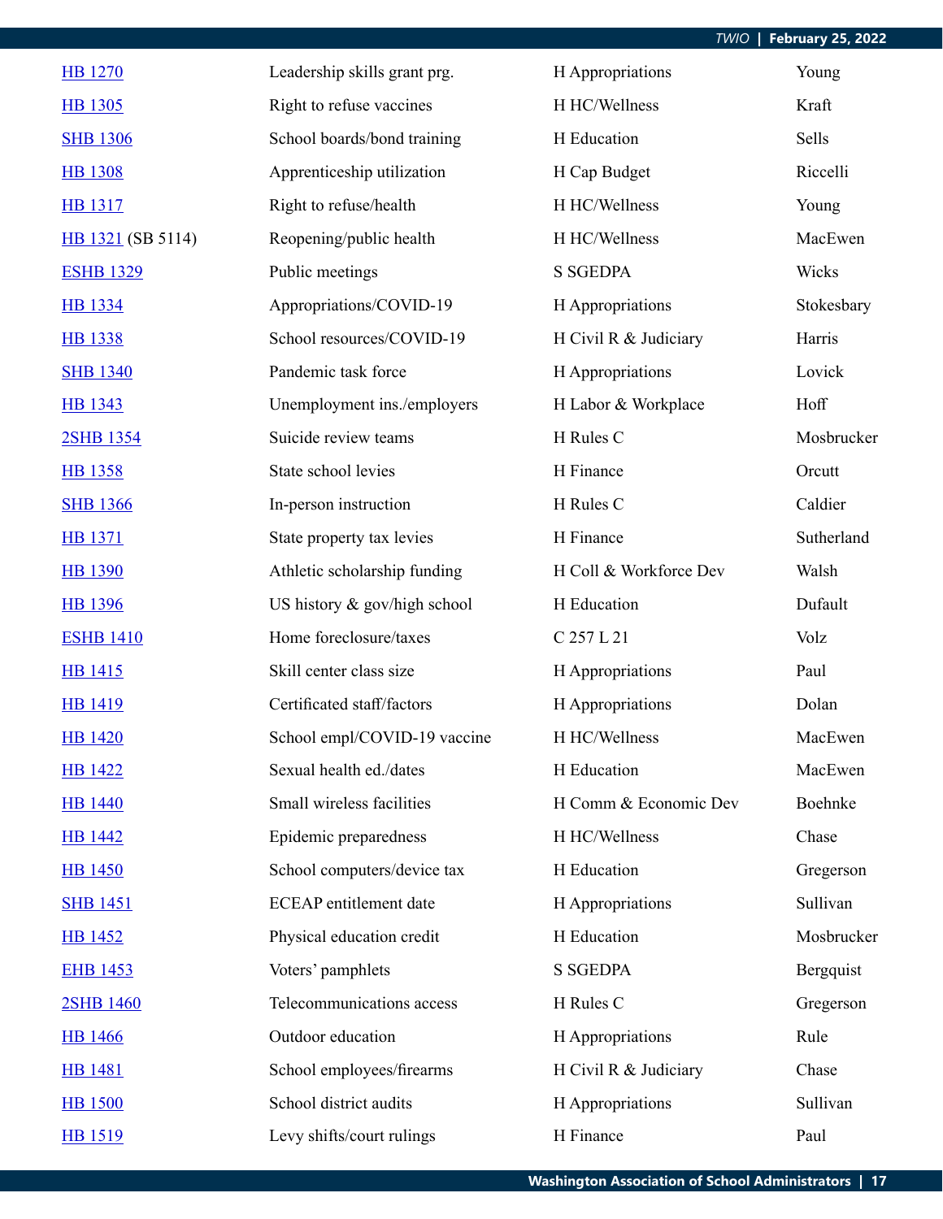| | | | |
|---|---|---|---|
| HB 1270 | Leadership skills grant prg. | H Appropriations | Young |
| HB 1305 | Right to refuse vaccines | H HC/Wellness | Kraft |
| SHB 1306 | School boards/bond training | H Education | Sells |
| HB 1308 | Apprenticeship utilization | H Cap Budget | Riccelli |
| HB 1317 | Right to refuse/health | H HC/Wellness | Young |
| HB 1321 (SB 5114) | Reopening/public health | H HC/Wellness | MacEwen |
| ESHB 1329 | Public meetings | S SGEDPA | Wicks |
| HB 1334 | Appropriations/COVID-19 | H Appropriations | Stokesbary |
| HB 1338 | School resources/COVID-19 | H Civil R & Judiciary | Harris |
| SHB 1340 | Pandemic task force | H Appropriations | Lovick |
| HB 1343 | Unemployment ins./employers | H Labor & Workplace | Hoff |
| 2SHB 1354 | Suicide review teams | H Rules C | Mosbrucker |
| HB 1358 | State school levies | H Finance | Orcutt |
| SHB 1366 | In-person instruction | H Rules C | Caldier |
| HB 1371 | State property tax levies | H Finance | Sutherland |
| HB 1390 | Athletic scholarship funding | H Coll & Workforce Dev | Walsh |
| HB 1396 | US history & gov/high school | H Education | Dufault |
| ESHB 1410 | Home foreclosure/taxes | C 257 L 21 | Volz |
| HB 1415 | Skill center class size | H Appropriations | Paul |
| HB 1419 | Certificated staff/factors | H Appropriations | Dolan |
| HB 1420 | School empl/COVID-19 vaccine | H HC/Wellness | MacEwen |
| HB 1422 | Sexual health ed./dates | H Education | MacEwen |
| HB 1440 | Small wireless facilities | H Comm & Economic Dev | Boehnke |
| HB 1442 | Epidemic preparedness | H HC/Wellness | Chase |
| HB 1450 | School computers/device tax | H Education | Gregerson |
| SHB 1451 | ECEAP entitlement date | H Appropriations | Sullivan |
| HB 1452 | Physical education credit | H Education | Mosbrucker |
| EHB 1453 | Voters' pamphlets | S SGEDPA | Bergquist |
| 2SHB 1460 | Telecommunications access | H Rules C | Gregerson |
| HB 1466 | Outdoor education | H Appropriations | Rule |
| HB 1481 | School employees/firearms | H Civil R & Judiciary | Chase |
| HB 1500 | School district audits | H Appropriations | Sullivan |
| HB 1519 | Levy shifts/court rulings | H Finance | Paul |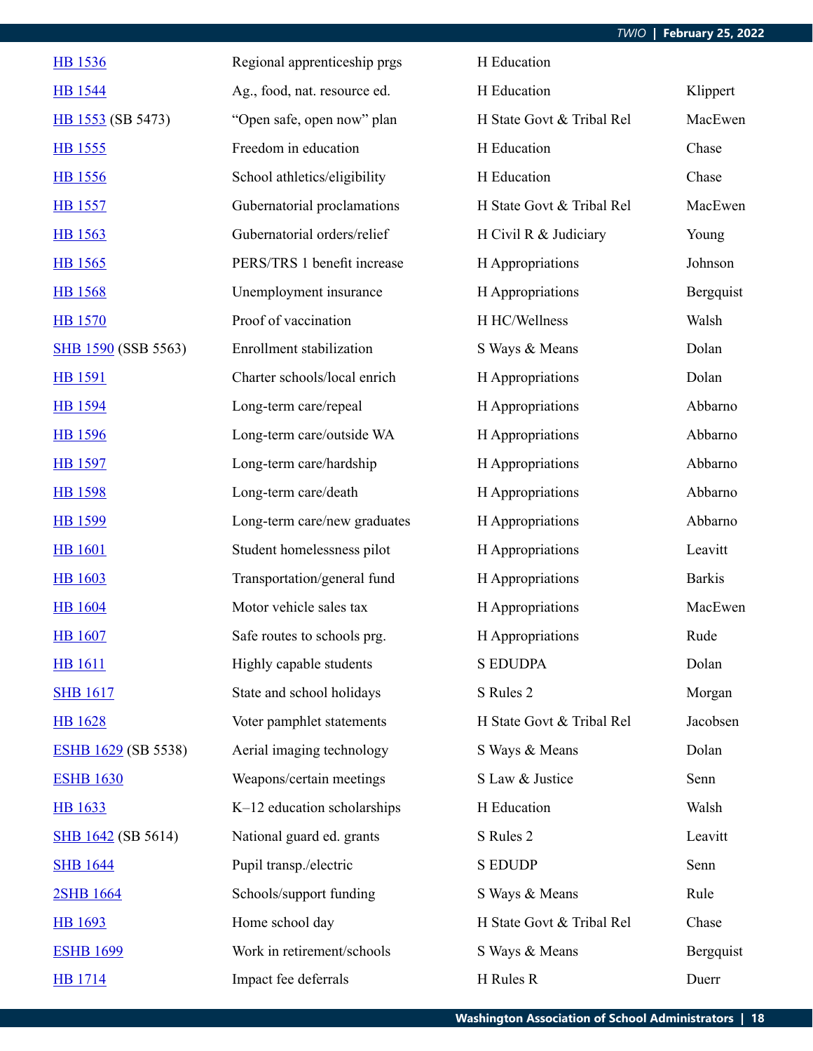| | | | |
|---|---|---|---|
| HB 1536 | Regional apprenticeship prgs | H Education | |
| HB 1544 | Ag., food, nat. resource ed. | H Education | Klippert |
| HB 1553 (SB 5473) | "Open safe, open now" plan | H State Govt & Tribal Rel | MacEwen |
| HB 1555 | Freedom in education | H Education | Chase |
| HB 1556 | School athletics/eligibility | H Education | Chase |
| HB 1557 | Gubernatorial proclamations | H State Govt & Tribal Rel | MacEwen |
| HB 1563 | Gubernatorial orders/relief | H Civil R & Judiciary | Young |
| HB 1565 | PERS/TRS 1 benefit increase | H Appropriations | Johnson |
| HB 1568 | Unemployment insurance | H Appropriations | Bergquist |
| HB 1570 | Proof of vaccination | H HC/Wellness | Walsh |
| SHB 1590 (SSB 5563) | Enrollment stabilization | S Ways & Means | Dolan |
| HB 1591 | Charter schools/local enrich | H Appropriations | Dolan |
| HB 1594 | Long-term care/repeal | H Appropriations | Abbarno |
| HB 1596 | Long-term care/outside WA | H Appropriations | Abbarno |
| HB 1597 | Long-term care/hardship | H Appropriations | Abbarno |
| HB 1598 | Long-term care/death | H Appropriations | Abbarno |
| HB 1599 | Long-term care/new graduates | H Appropriations | Abbarno |
| HB 1601 | Student homelessness pilot | H Appropriations | Leavitt |
| HB 1603 | Transportation/general fund | H Appropriations | Barkis |
| HB 1604 | Motor vehicle sales tax | H Appropriations | MacEwen |
| HB 1607 | Safe routes to schools prg. | H Appropriations | Rude |
| HB 1611 | Highly capable students | S EDUDPA | Dolan |
| SHB 1617 | State and school holidays | S Rules 2 | Morgan |
| HB 1628 | Voter pamphlet statements | H State Govt & Tribal Rel | Jacobsen |
| ESHB 1629 (SB 5538) | Aerial imaging technology | S Ways & Means | Dolan |
| ESHB 1630 | Weapons/certain meetings | S Law & Justice | Senn |
| HB 1633 | K–12 education scholarships | H Education | Walsh |
| SHB 1642 (SB 5614) | National guard ed. grants | S Rules 2 | Leavitt |
| SHB 1644 | Pupil transp./electric | S EDUDP | Senn |
| 2SHB 1664 | Schools/support funding | S Ways & Means | Rule |
| HB 1693 | Home school day | H State Govt & Tribal Rel | Chase |
| ESHB 1699 | Work in retirement/schools | S Ways & Means | Bergquist |
| HB 1714 | Impact fee deferrals | H Rules R | Duerr |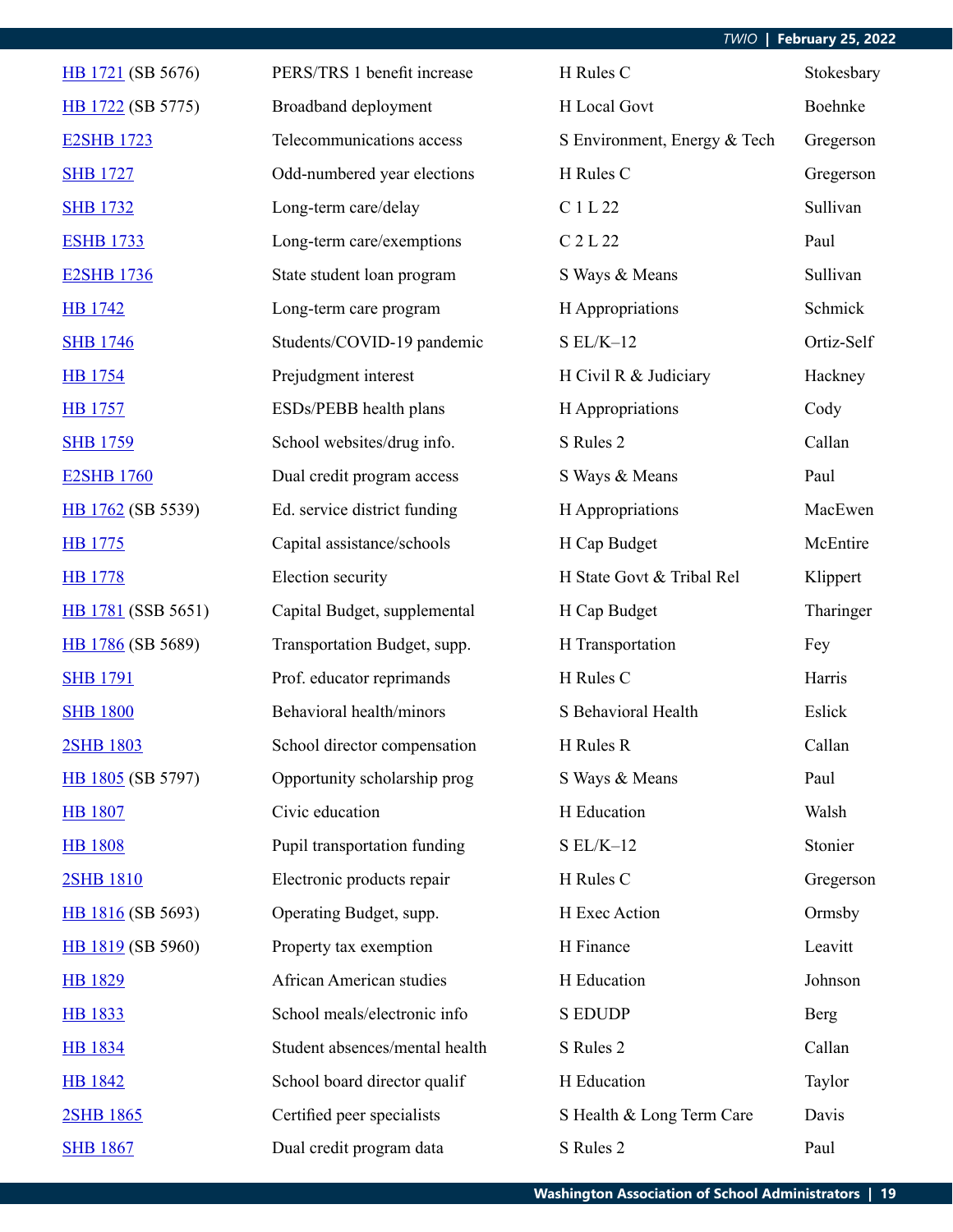| | | | |
|---|---|---|---|
| HB 1721 (SB 5676) | PERS/TRS 1 benefit increase | H Rules C | Stokesbary |
| HB 1722 (SB 5775) | Broadband deployment | H Local Govt | Boehnke |
| E2SHB 1723 | Telecommunications access | S Environment, Energy & Tech | Gregerson |
| SHB 1727 | Odd-numbered year elections | H Rules C | Gregerson |
| SHB 1732 | Long-term care/delay | C 1 L 22 | Sullivan |
| ESHB 1733 | Long-term care/exemptions | C 2 L 22 | Paul |
| E2SHB 1736 | State student loan program | S Ways & Means | Sullivan |
| HB 1742 | Long-term care program | H Appropriations | Schmick |
| SHB 1746 | Students/COVID-19 pandemic | S EL/K–12 | Ortiz-Self |
| HB 1754 | Prejudgment interest | H Civil R & Judiciary | Hackney |
| HB 1757 | ESDs/PEBB health plans | H Appropriations | Cody |
| SHB 1759 | School websites/drug info. | S Rules 2 | Callan |
| E2SHB 1760 | Dual credit program access | S Ways & Means | Paul |
| HB 1762 (SB 5539) | Ed. service district funding | H Appropriations | MacEwen |
| HB 1775 | Capital assistance/schools | H Cap Budget | McEntire |
| HB 1778 | Election security | H State Govt & Tribal Rel | Klippert |
| HB 1781 (SSB 5651) | Capital Budget, supplemental | H Cap Budget | Tharinger |
| HB 1786 (SB 5689) | Transportation Budget, supp. | H Transportation | Fey |
| SHB 1791 | Prof. educator reprimands | H Rules C | Harris |
| SHB 1800 | Behavioral health/minors | S Behavioral Health | Eslick |
| 2SHB 1803 | School director compensation | H Rules R | Callan |
| HB 1805 (SB 5797) | Opportunity scholarship prog | S Ways & Means | Paul |
| HB 1807 | Civic education | H Education | Walsh |
| HB 1808 | Pupil transportation funding | S EL/K–12 | Stonier |
| 2SHB 1810 | Electronic products repair | H Rules C | Gregerson |
| HB 1816 (SB 5693) | Operating Budget, supp. | H Exec Action | Ormsby |
| HB 1819 (SB 5960) | Property tax exemption | H Finance | Leavitt |
| HB 1829 | African American studies | H Education | Johnson |
| HB 1833 | School meals/electronic info | S EDUDP | Berg |
| HB 1834 | Student absences/mental health | S Rules 2 | Callan |
| HB 1842 | School board director qualif | H Education | Taylor |
| 2SHB 1865 | Certified peer specialists | S Health & Long Term Care | Davis |
| SHB 1867 | Dual credit program data | S Rules 2 | Paul |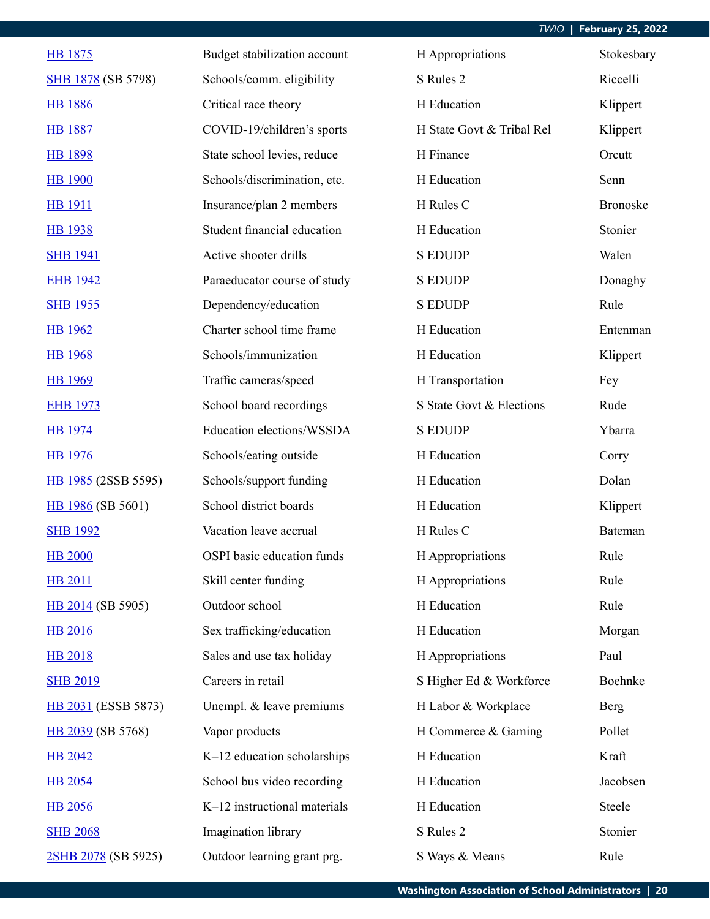| | | | |
|---|---|---|---|
| HB 1875 | Budget stabilization account | H Appropriations | Stokesbary |
| SHB 1878 (SB 5798) | Schools/comm. eligibility | S Rules 2 | Riccelli |
| HB 1886 | Critical race theory | H Education | Klippert |
| HB 1887 | COVID-19/children's sports | H State Govt & Tribal Rel | Klippert |
| HB 1898 | State school levies, reduce | H Finance | Orcutt |
| HB 1900 | Schools/discrimination, etc. | H Education | Senn |
| HB 1911 | Insurance/plan 2 members | H Rules C | Bronoske |
| HB 1938 | Student financial education | H Education | Stonier |
| SHB 1941 | Active shooter drills | S EDUDP | Walen |
| EHB 1942 | Paraeducator course of study | S EDUDP | Donaghy |
| SHB 1955 | Dependency/education | S EDUDP | Rule |
| HB 1962 | Charter school time frame | H Education | Entenman |
| HB 1968 | Schools/immunization | H Education | Klippert |
| HB 1969 | Traffic cameras/speed | H Transportation | Fey |
| EHB 1973 | School board recordings | S State Govt & Elections | Rude |
| HB 1974 | Education elections/WSSDA | S EDUDP | Ybarra |
| HB 1976 | Schools/eating outside | H Education | Corry |
| HB 1985 (2SSB 5595) | Schools/support funding | H Education | Dolan |
| HB 1986 (SB 5601) | School district boards | H Education | Klippert |
| SHB 1992 | Vacation leave accrual | H Rules C | Bateman |
| HB 2000 | OSPI basic education funds | H Appropriations | Rule |
| HB 2011 | Skill center funding | H Appropriations | Rule |
| HB 2014 (SB 5905) | Outdoor school | H Education | Rule |
| HB 2016 | Sex trafficking/education | H Education | Morgan |
| HB 2018 | Sales and use tax holiday | H Appropriations | Paul |
| SHB 2019 | Careers in retail | S Higher Ed & Workforce | Boehnke |
| HB 2031 (ESSB 5873) | Unempl. & leave premiums | H Labor & Workplace | Berg |
| HB 2039 (SB 5768) | Vapor products | H Commerce & Gaming | Pollet |
| HB 2042 | K–12 education scholarships | H Education | Kraft |
| HB 2054 | School bus video recording | H Education | Jacobsen |
| HB 2056 | K–12 instructional materials | H Education | Steele |
| SHB 2068 | Imagination library | S Rules 2 | Stonier |
| 2SHB 2078 (SB 5925) | Outdoor learning grant prg. | S Ways & Means | Rule |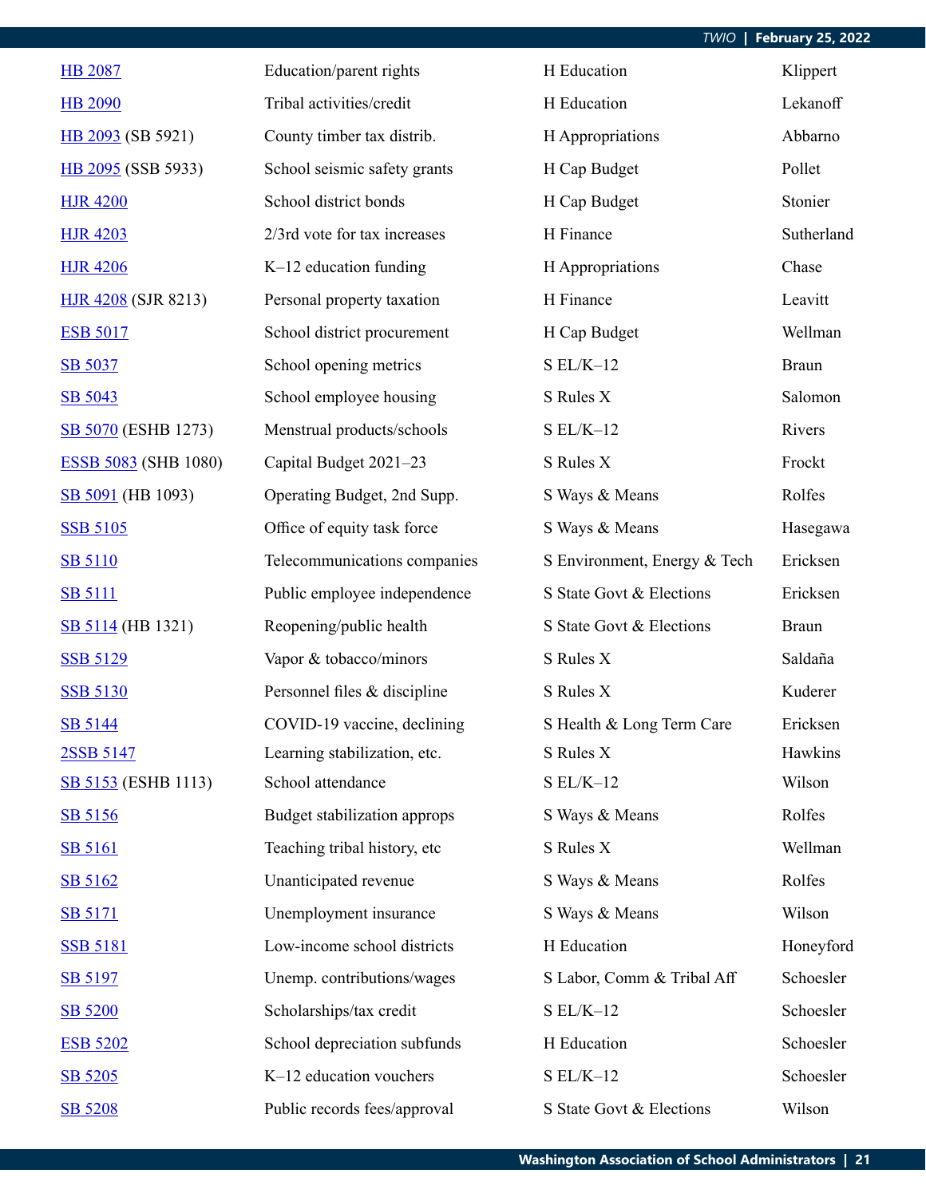| | | | |
|---|---|---|---|
| HB 2087 | Education/parent rights | H Education | Klippert |
| HB 2090 | Tribal activities/credit | H Education | Lekanoff |
| HB 2093 (SB 5921) | County timber tax distrib. | H Appropriations | Abbarno |
| HB 2095 (SSB 5933) | School seismic safety grants | H Cap Budget | Pollet |
| HJR 4200 | School district bonds | H Cap Budget | Stonier |
| HJR 4203 | 2/3rd vote for tax increases | H Finance | Sutherland |
| HJR 4206 | K–12 education funding | H Appropriations | Chase |
| HJR 4208 (SJR 8213) | Personal property taxation | H Finance | Leavitt |
| ESB 5017 | School district procurement | H Cap Budget | Wellman |
| SB 5037 | School opening metrics | S EL/K–12 | Braun |
| SB 5043 | School employee housing | S Rules X | Salomon |
| SB 5070 (ESHB 1273) | Menstrual products/schools | S EL/K–12 | Rivers |
| ESSB 5083 (SHB 1080) | Capital Budget 2021–23 | S Rules X | Frockt |
| SB 5091 (HB 1093) | Operating Budget, 2nd Supp. | S Ways & Means | Rolfes |
| SSB 5105 | Office of equity task force | S Ways & Means | Hasegawa |
| SB 5110 | Telecommunications companies | S Environment, Energy & Tech | Ericksen |
| SB 5111 | Public employee independence | S State Govt & Elections | Ericksen |
| SB 5114 (HB 1321) | Reopening/public health | S State Govt & Elections | Braun |
| SSB 5129 | Vapor & tobacco/minors | S Rules X | Saldaña |
| SSB 5130 | Personnel files & discipline | S Rules X | Kuderer |
| SB 5144 | COVID-19 vaccine, declining | S Health & Long Term Care | Ericksen |
| 2SSB 5147 | Learning stabilization, etc. | S Rules X | Hawkins |
| SB 5153 (ESHB 1113) | School attendance | S EL/K–12 | Wilson |
| SB 5156 | Budget stabilization approps | S Ways & Means | Rolfes |
| SB 5161 | Teaching tribal history, etc | S Rules X | Wellman |
| SB 5162 | Unanticipated revenue | S Ways & Means | Rolfes |
| SB 5171 | Unemployment insurance | S Ways & Means | Wilson |
| SSB 5181 | Low-income school districts | H Education | Honeyford |
| SB 5197 | Unemp. contributions/wages | S Labor, Comm & Tribal Aff | Schoesler |
| SB 5200 | Scholarships/tax credit | S EL/K–12 | Schoesler |
| ESB 5202 | School depreciation subfunds | H Education | Schoesler |
| SB 5205 | K–12 education vouchers | S EL/K–12 | Schoesler |
| SB 5208 | Public records fees/approval | S State Govt & Elections | Wilson |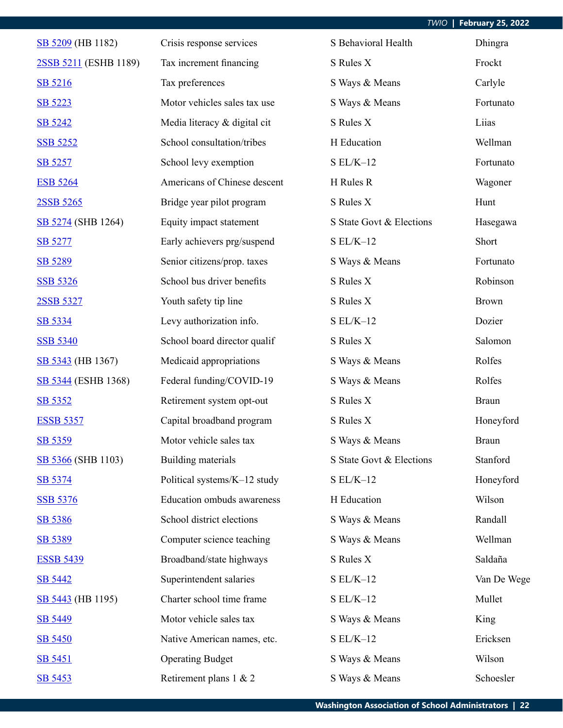| | | | |
|---|---|---|---|
| SB 5209 (HB 1182) | Crisis response services | S Behavioral Health | Dhingra |
| 2SSB 5211 (ESHB 1189) | Tax increment financing | S Rules X | Frockt |
| SB 5216 | Tax preferences | S Ways & Means | Carlyle |
| SB 5223 | Motor vehicles sales tax use | S Ways & Means | Fortunato |
| SB 5242 | Media literacy & digital cit | S Rules X | Liias |
| SSB 5252 | School consultation/tribes | H Education | Wellman |
| SB 5257 | School levy exemption | S EL/K–12 | Fortunato |
| ESB 5264 | Americans of Chinese descent | H Rules R | Wagoner |
| 2SSB 5265 | Bridge year pilot program | S Rules X | Hunt |
| SB 5274 (SHB 1264) | Equity impact statement | S State Govt & Elections | Hasegawa |
| SB 5277 | Early achievers prg/suspend | S EL/K–12 | Short |
| SB 5289 | Senior citizens/prop. taxes | S Ways & Means | Fortunato |
| SSB 5326 | School bus driver benefits | S Rules X | Robinson |
| 2SSB 5327 | Youth safety tip line | S Rules X | Brown |
| SB 5334 | Levy authorization info. | S EL/K–12 | Dozier |
| SSB 5340 | School board director qualif | S Rules X | Salomon |
| SB 5343 (HB 1367) | Medicaid appropriations | S Ways & Means | Rolfes |
| SB 5344 (ESHB 1368) | Federal funding/COVID-19 | S Ways & Means | Rolfes |
| SB 5352 | Retirement system opt-out | S Rules X | Braun |
| ESSB 5357 | Capital broadband program | S Rules X | Honeyford |
| SB 5359 | Motor vehicle sales tax | S Ways & Means | Braun |
| SB 5366 (SHB 1103) | Building materials | S State Govt & Elections | Stanford |
| SB 5374 | Political systems/K–12 study | S EL/K–12 | Honeyford |
| SSB 5376 | Education ombuds awareness | H Education | Wilson |
| SB 5386 | School district elections | S Ways & Means | Randall |
| SB 5389 | Computer science teaching | S Ways & Means | Wellman |
| ESSB 5439 | Broadband/state highways | S Rules X | Saldaña |
| SB 5442 | Superintendent salaries | S EL/K–12 | Van De Wege |
| SB 5443 (HB 1195) | Charter school time frame | S EL/K–12 | Mullet |
| SB 5449 | Motor vehicle sales tax | S Ways & Means | King |
| SB 5450 | Native American names, etc. | S EL/K–12 | Ericksen |
| SB 5451 | Operating Budget | S Ways & Means | Wilson |
| SB 5453 | Retirement plans 1 & 2 | S Ways & Means | Schoesler |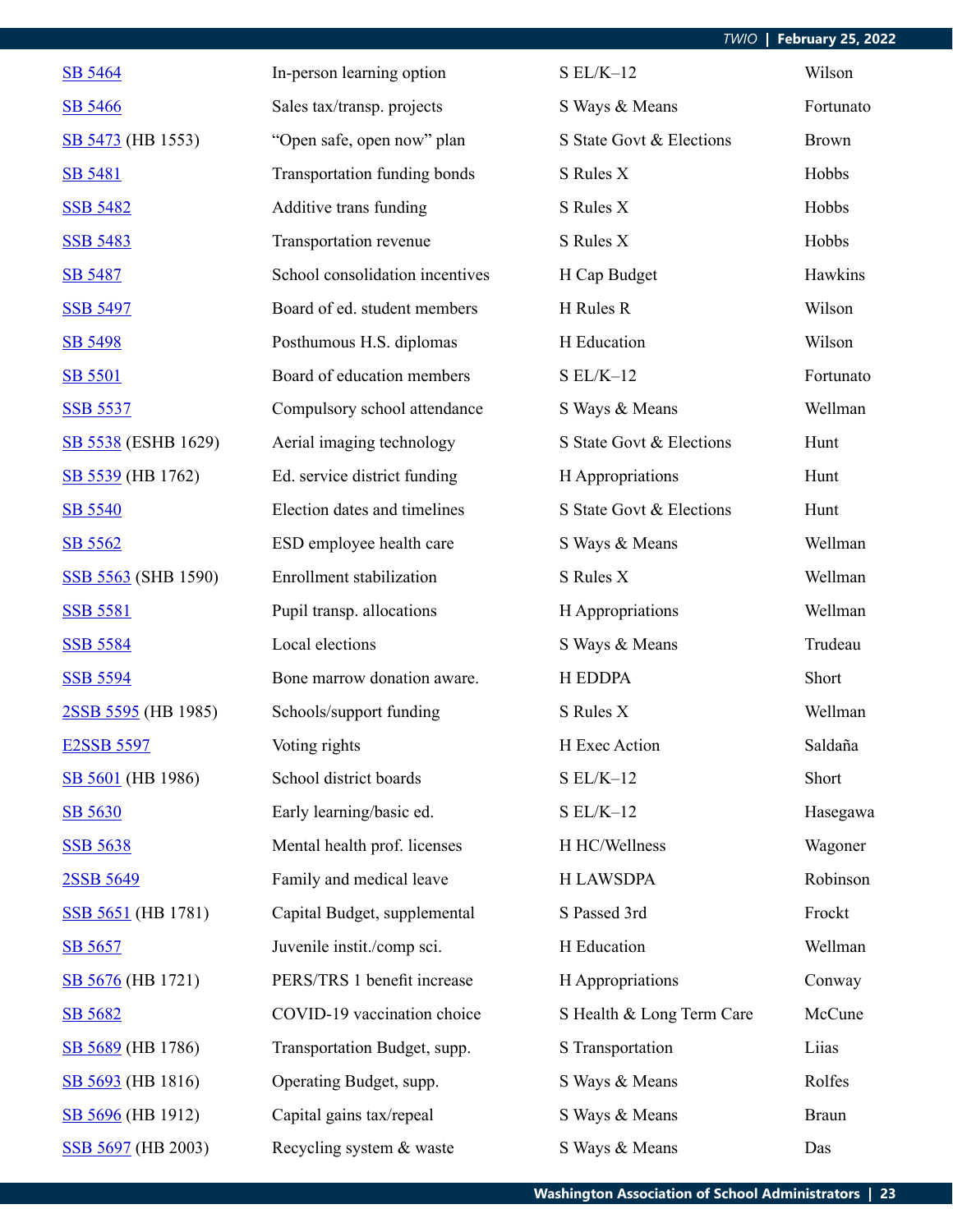| | | | |
|---|---|---|---|
| SB 5464 | In-person learning option | S EL/K–12 | Wilson |
| SB 5466 | Sales tax/transp. projects | S Ways & Means | Fortunato |
| SB 5473 (HB 1553) | "Open safe, open now" plan | S State Govt & Elections | Brown |
| SB 5481 | Transportation funding bonds | S Rules X | Hobbs |
| SSB 5482 | Additive trans funding | S Rules X | Hobbs |
| SSB 5483 | Transportation revenue | S Rules X | Hobbs |
| SB 5487 | School consolidation incentives | H Cap Budget | Hawkins |
| SSB 5497 | Board of ed. student members | H Rules R | Wilson |
| SB 5498 | Posthumous H.S. diplomas | H Education | Wilson |
| SB 5501 | Board of education members | S EL/K–12 | Fortunato |
| SSB 5537 | Compulsory school attendance | S Ways & Means | Wellman |
| SB 5538 (ESHB 1629) | Aerial imaging technology | S State Govt & Elections | Hunt |
| SB 5539 (HB 1762) | Ed. service district funding | H Appropriations | Hunt |
| SB 5540 | Election dates and timelines | S State Govt & Elections | Hunt |
| SB 5562 | ESD employee health care | S Ways & Means | Wellman |
| SSB 5563 (SHB 1590) | Enrollment stabilization | S Rules X | Wellman |
| SSB 5581 | Pupil transp. allocations | H Appropriations | Wellman |
| SSB 5584 | Local elections | S Ways & Means | Trudeau |
| SSB 5594 | Bone marrow donation aware. | H EDDPA | Short |
| 2SSB 5595 (HB 1985) | Schools/support funding | S Rules X | Wellman |
| E2SSB 5597 | Voting rights | H Exec Action | Saldaña |
| SB 5601 (HB 1986) | School district boards | S EL/K–12 | Short |
| SB 5630 | Early learning/basic ed. | S EL/K–12 | Hasegawa |
| SSB 5638 | Mental health prof. licenses | H HC/Wellness | Wagoner |
| 2SSB 5649 | Family and medical leave | H LAWSDPA | Robinson |
| SSB 5651 (HB 1781) | Capital Budget, supplemental | S Passed 3rd | Frockt |
| SB 5657 | Juvenile instit./comp sci. | H Education | Wellman |
| SB 5676 (HB 1721) | PERS/TRS 1 benefit increase | H Appropriations | Conway |
| SB 5682 | COVID-19 vaccination choice | S Health & Long Term Care | McCune |
| SB 5689 (HB 1786) | Transportation Budget, supp. | S Transportation | Liias |
| SB 5693 (HB 1816) | Operating Budget, supp. | S Ways & Means | Rolfes |
| SB 5696 (HB 1912) | Capital gains tax/repeal | S Ways & Means | Braun |
| SSB 5697 (HB 2003) | Recycling system & waste | S Ways & Means | Das |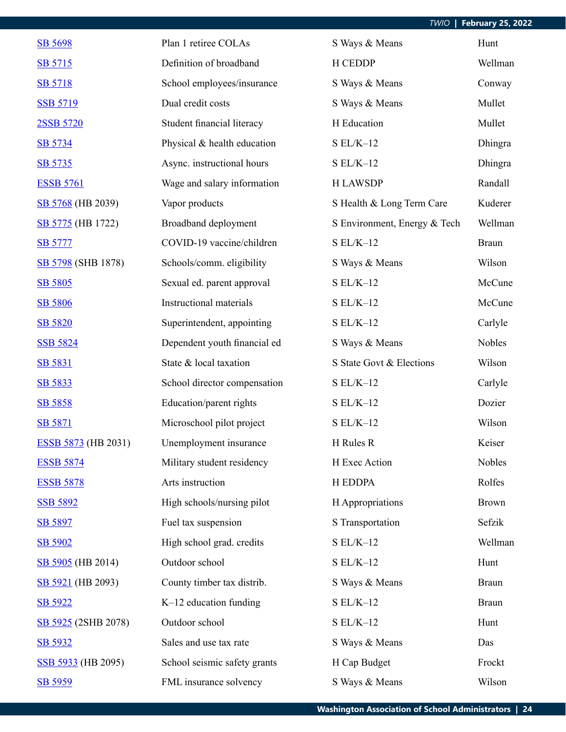| | | | |
|---|---|---|---|
| SB 5698 | Plan 1 retiree COLAs | S Ways & Means | Hunt |
| SB 5715 | Definition of broadband | H CEDDP | Wellman |
| SB 5718 | School employees/insurance | S Ways & Means | Conway |
| SSB 5719 | Dual credit costs | S Ways & Means | Mullet |
| 2SSB 5720 | Student financial literacy | H Education | Mullet |
| SB 5734 | Physical & health education | S EL/K–12 | Dhingra |
| SB 5735 | Async. instructional hours | S EL/K–12 | Dhingra |
| ESSB 5761 | Wage and salary information | H LAWSDP | Randall |
| SB 5768 (HB 2039) | Vapor products | S Health & Long Term Care | Kuderer |
| SB 5775 (HB 1722) | Broadband deployment | S Environment, Energy & Tech | Wellman |
| SB 5777 | COVID-19 vaccine/children | S EL/K–12 | Braun |
| SB 5798 (SHB 1878) | Schools/comm. eligibility | S Ways & Means | Wilson |
| SB 5805 | Sexual ed. parent approval | S EL/K–12 | McCune |
| SB 5806 | Instructional materials | S EL/K–12 | McCune |
| SB 5820 | Superintendent, appointing | S EL/K–12 | Carlyle |
| SSB 5824 | Dependent youth financial ed | S Ways & Means | Nobles |
| SB 5831 | State & local taxation | S State Govt & Elections | Wilson |
| SB 5833 | School director compensation | S EL/K–12 | Carlyle |
| SB 5858 | Education/parent rights | S EL/K–12 | Dozier |
| SB 5871 | Microschool pilot project | S EL/K–12 | Wilson |
| ESSB 5873 (HB 2031) | Unemployment insurance | H Rules R | Keiser |
| ESSB 5874 | Military student residency | H Exec Action | Nobles |
| ESSB 5878 | Arts instruction | H EDDPA | Rolfes |
| SSB 5892 | High schools/nursing pilot | H Appropriations | Brown |
| SB 5897 | Fuel tax suspension | S Transportation | Sefzik |
| SB 5902 | High school grad. credits | S EL/K–12 | Wellman |
| SB 5905 (HB 2014) | Outdoor school | S EL/K–12 | Hunt |
| SB 5921 (HB 2093) | County timber tax distrib. | S Ways & Means | Braun |
| SB 5922 | K–12 education funding | S EL/K–12 | Braun |
| SB 5925 (2SHB 2078) | Outdoor school | S EL/K–12 | Hunt |
| SB 5932 | Sales and use tax rate | S Ways & Means | Das |
| SSB 5933 (HB 2095) | School seismic safety grants | H Cap Budget | Frockt |
| SB 5959 | FML insurance solvency | S Ways & Means | Wilson |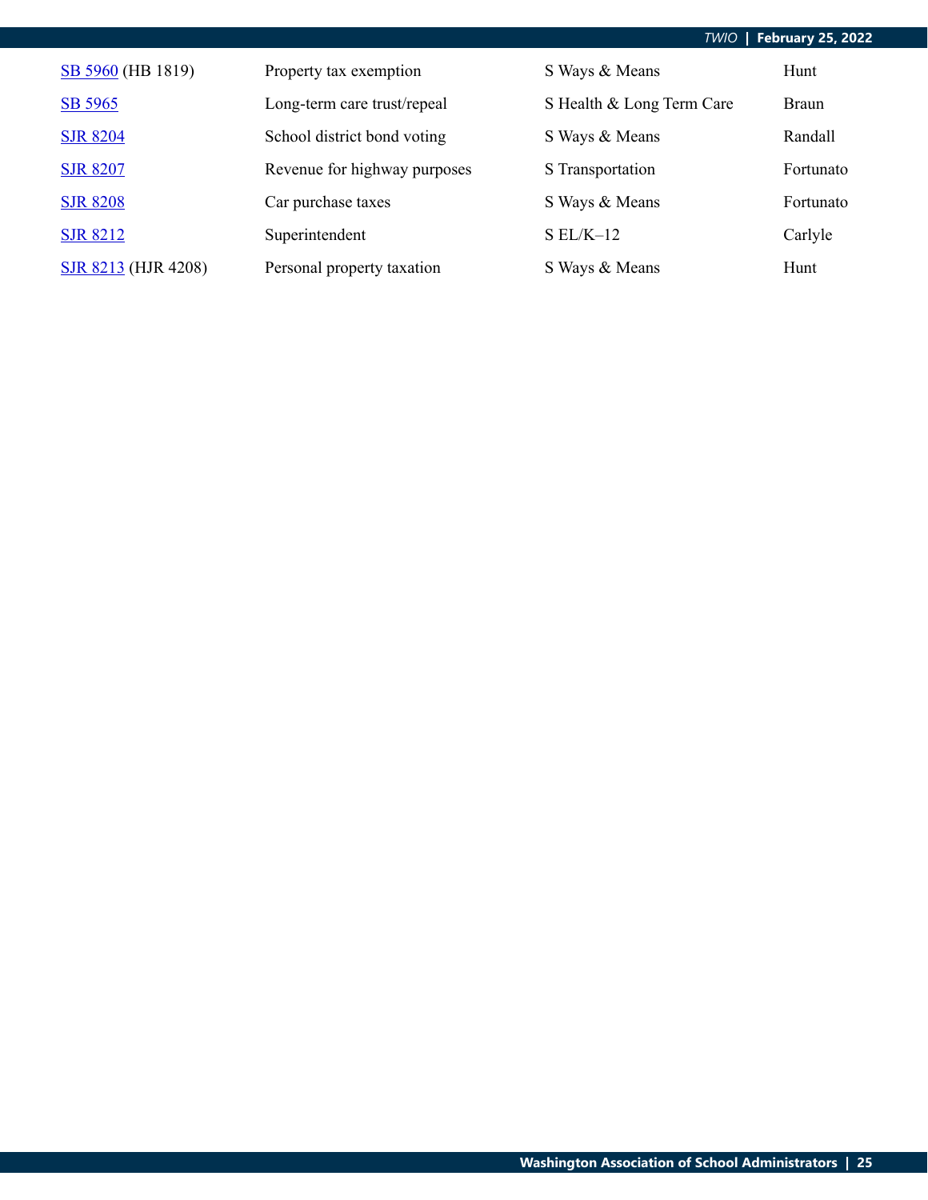| | | | |
|---|---|---|---|
| SB 5960 (HB 1819) | Property tax exemption | S Ways & Means | Hunt |
| SB 5965 | Long-term care trust/repeal | S Health & Long Term Care | Braun |
| SJR 8204 | School district bond voting | S Ways & Means | Randall |
| SJR 8207 | Revenue for highway purposes | S Transportation | Fortunato |
| SJR 8208 | Car purchase taxes | S Ways & Means | Fortunato |
| SJR 8212 | Superintendent | S EL/K–12 | Carlyle |
| SJR 8213 (HJR 4208) | Personal property taxation | S Ways & Means | Hunt |